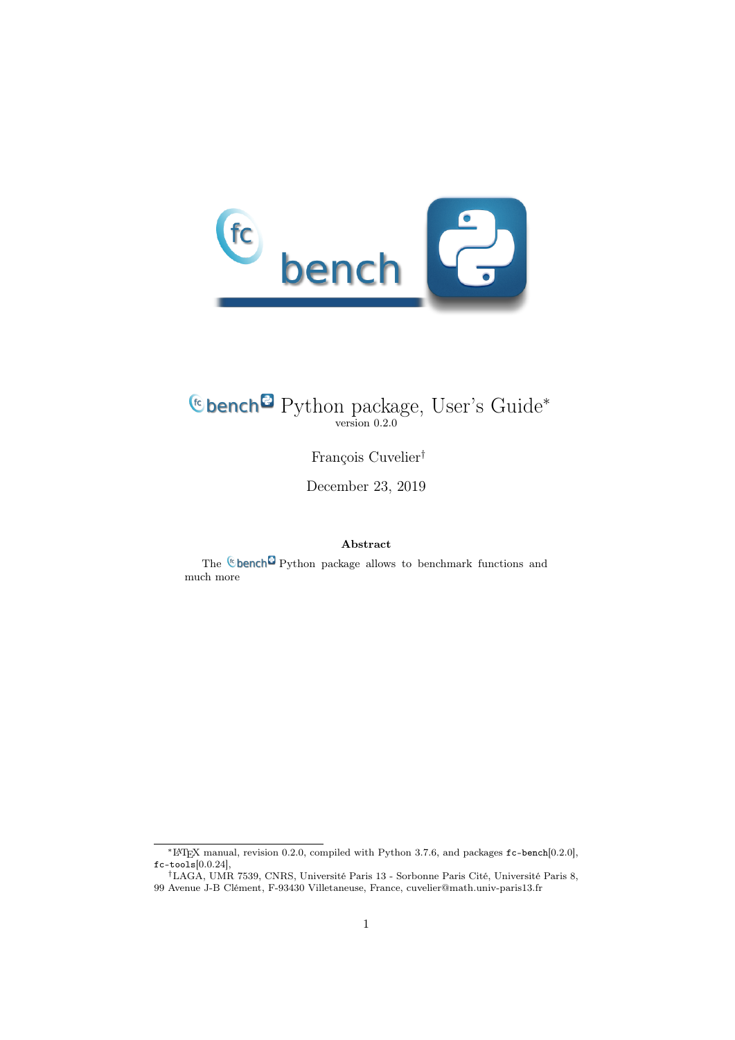# fc-bench Python package, User's Guide*

version 0.2.0

François Cuvelier†

December 23, 2019

**Abstract**

The fc-bench Python package allows to benchmark functions and much more

---

*LaTeX manual, revision 0.2.0, compiled with Python 3.7.6, and packages `fc-bench`[0.2.0], `fc-tools`[0.0.24],

†LAGA, UMR 7539, CNRS, Université Paris 13 - Sorbonne Paris Cité, Université Paris 8, 99 Avenue J-B Clément, F-93430 Villetaneuse, France, cuvelier@math.univ-paris13.fr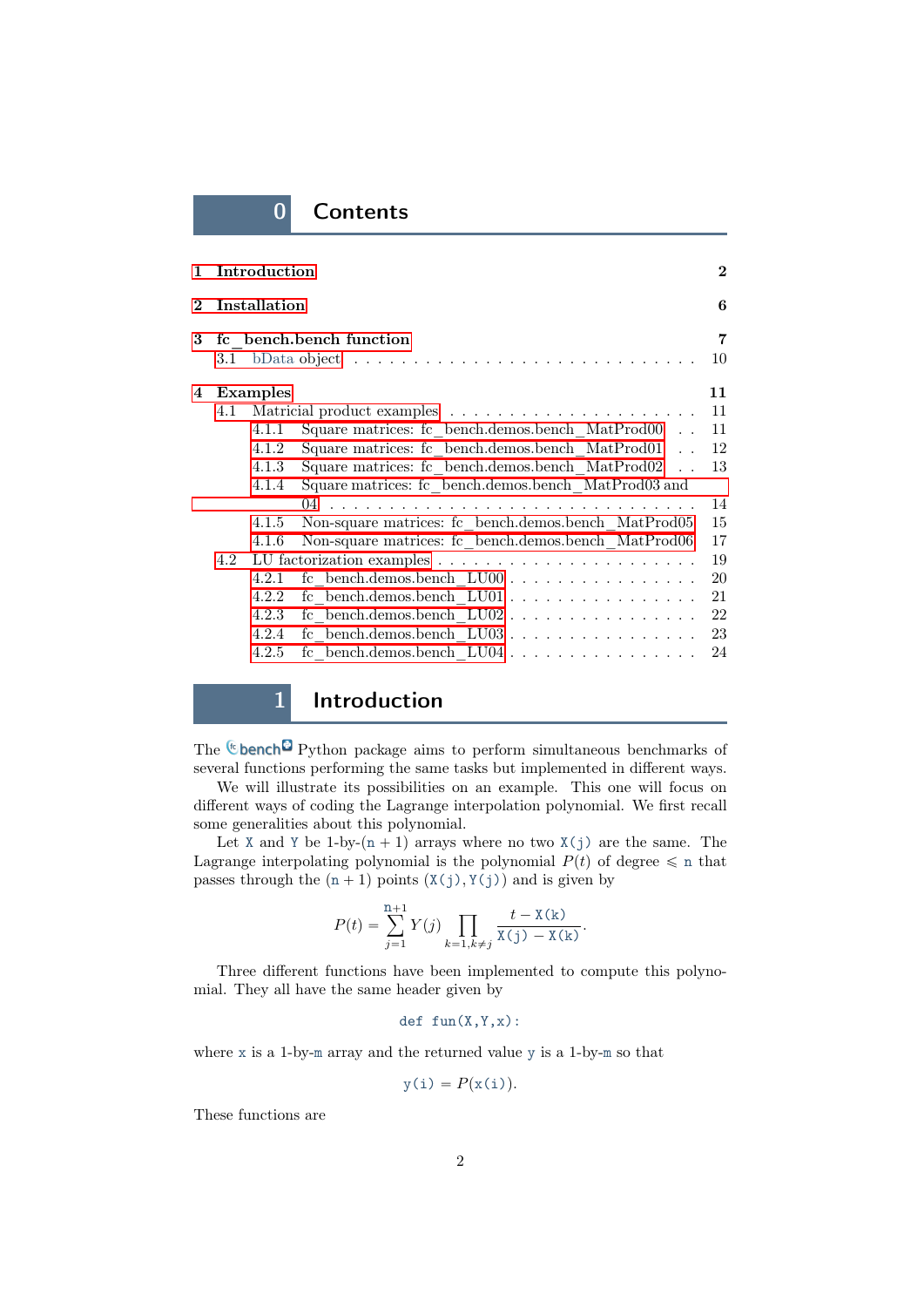# 0 Contents

1 Introduction — 2

2 Installation — 6

3 fc_bench.bench function — 7
- 3.1 bData object — 10

4 Examples — 11
- 4.1 Matricial product examples — 11
  - 4.1.1 Square matrices: fc_bench.demos.bench_MatProd00 — 11
  - 4.1.2 Square matrices: fc_bench.demos.bench_MatProd01 — 12
  - 4.1.3 Square matrices: fc_bench.demos.bench_MatProd02 — 13
  - 4.1.4 Square matrices: fc_bench.demos.bench_MatProd03 and 04 — 14
  - 4.1.5 Non-square matrices: fc_bench.demos.bench_MatProd05 — 15
  - 4.1.6 Non-square matrices: fc_bench.demos.bench_MatProd06 — 17
- 4.2 LU factorization examples — 19
  - 4.2.1 fc_bench.demos.bench_LU00 — 20
  - 4.2.2 fc_bench.demos.bench_LU01 — 21
  - 4.2.3 fc_bench.demos.bench_LU02 — 22
  - 4.2.4 fc_bench.demos.bench_LU03 — 23
  - 4.2.5 fc_bench.demos.bench_LU04 — 24

# 1 Introduction

The fc-bench Python package aims to perform simultaneous benchmarks of several functions performing the same tasks but implemented in different ways.

We will illustrate its possibilities on an example. This one will focus on different ways of coding the Lagrange interpolation polynomial. We first recall some generalities about this polynomial.

Let X and Y be 1-by-$(n + 1)$ arrays where no two X(j) are the same. The Lagrange interpolating polynomial is the polynomial $P(t)$ of degree $\leqslant$ n that passes through the $(n + 1)$ points $(X(j), Y(j))$ and is given by

$$P(t) = \sum_{j=1}^{n+1} Y(j) \prod_{k=1, k\neq j} \frac{t - X(k)}{X(j) - X(k)}.$$

Three different functions have been implemented to compute this polynomial. They all have the same header given by

```
def fun(X,Y,x):
```

where x is a 1-by-m array and the returned value y is a 1-by-m so that

$$y(i) = P(x(i)).$$

These functions are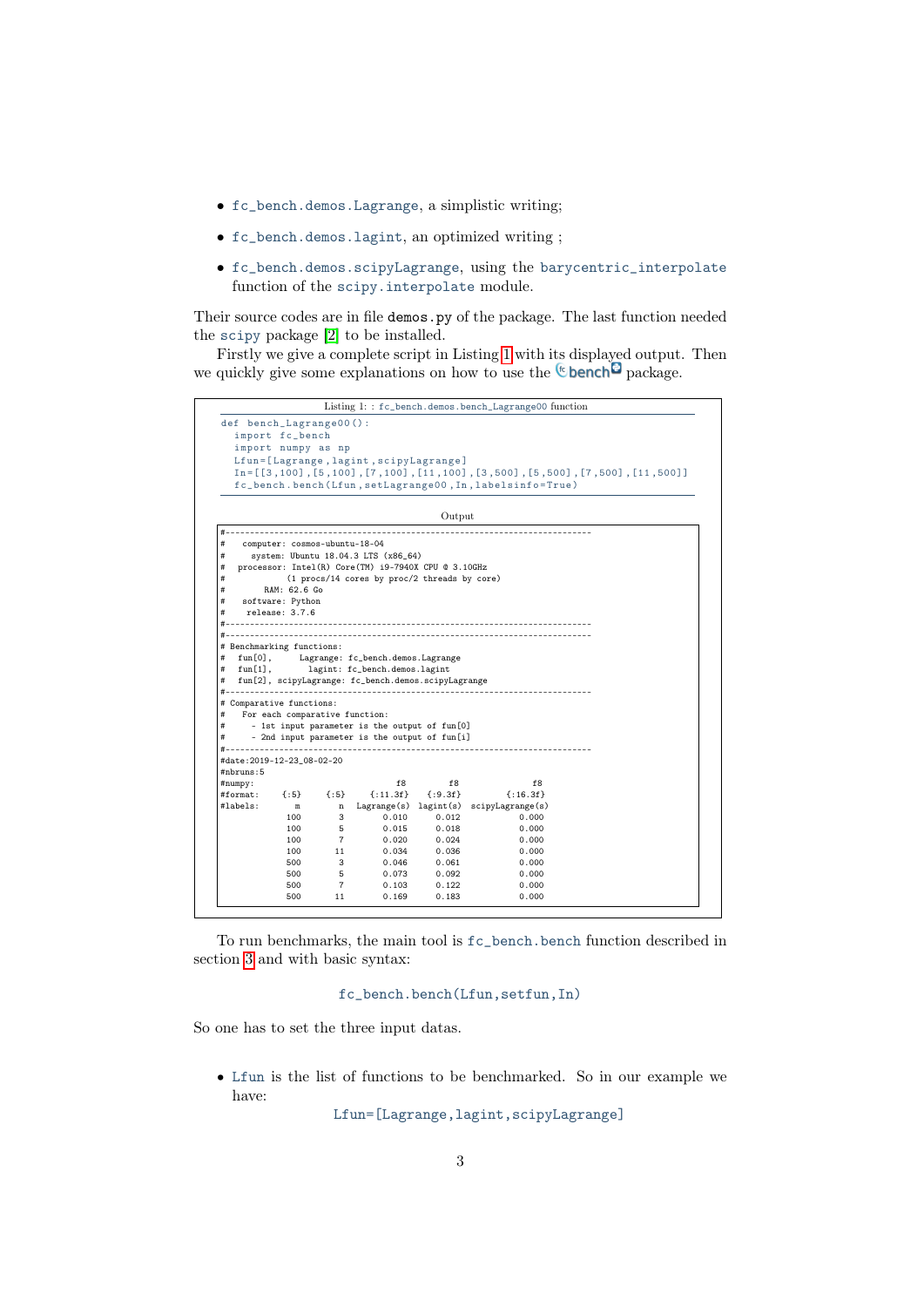- fc_bench.demos.Lagrange, a simplistic writing;
- fc_bench.demos.lagint, an optimized writing ;
- fc_bench.demos.scipyLagrange, using the barycentric_interpolate function of the scipy.interpolate module.

Their source codes are in file demos.py of the package. The last function needed the scipy package [2] to be installed.

Firstly we give a complete script in Listing 1 with its displayed output. Then we quickly give some explanations on how to use the fc-bench package.

Listing 1: : fc_bench.demos.bench_Lagrange00 function

```
def bench_Lagrange00():
  import fc_bench
  import numpy as np
  Lfun=[Lagrange,lagint,scipyLagrange]
  In=[[3,100],[5,100],[7,100],[11,100],[3,500],[5,500],[7,500],[11,500]]
  fc_bench.bench(Lfun,setLagrange00,In,labelsinfo=True)
```

Output

```
#-------------------------------------------------------------------------
#   computer: cosmos-ubuntu-18-04
#     system: Ubuntu 18.04.3 LTS (x86_64)
#  processor: Intel(R) Core(TM) i9-7940X CPU @ 3.10GHz
#             (1 procs/14 cores by proc/2 threads by core)
#        RAM: 62.6 Go
#   software: Python
#    release: 3.7.6
#-------------------------------------------------------------------------
#-------------------------------------------------------------------------
# Benchmarking functions:
#  fun[0],      Lagrange: fc_bench.demos.Lagrange
#  fun[1],        lagint: fc_bench.demos.lagint
#  fun[2], scipyLagrange: fc_bench.demos.scipyLagrange
#-------------------------------------------------------------------------
# Comparative functions:
#   For each comparative function:
#     - 1st input parameter is the output of fun[0]
#     - 2nd input parameter is the output of fun[i]
#-------------------------------------------------------------------------
#date:2019-12-23_08-02-20
#nbruns:5
#numpy:                              f8         f8              f8
#format:     {:5}     {:5}     {:11.3f}    {:9.3f}        {:16.3f}
#labels:        m        n  Lagrange(s)  lagint(s)  scipyLagrange(s)
              100        3        0.010      0.012             0.000
              100        5        0.015      0.018             0.000
              100        7        0.020      0.024             0.000
              100       11        0.034      0.036             0.000
              500        3        0.046      0.061             0.000
              500        5        0.073      0.092             0.000
              500        7        0.103      0.122             0.000
              500       11        0.169      0.183             0.000
```

To run benchmarks, the main tool is fc_bench.bench function described in section 3 and with basic syntax:

```
fc_bench.bench(Lfun,setfun,In)
```

So one has to set the three input datas.

- Lfun is the list of functions to be benchmarked. So in our example we have:

  ```
  Lfun=[Lagrange,lagint,scipyLagrange]
  ```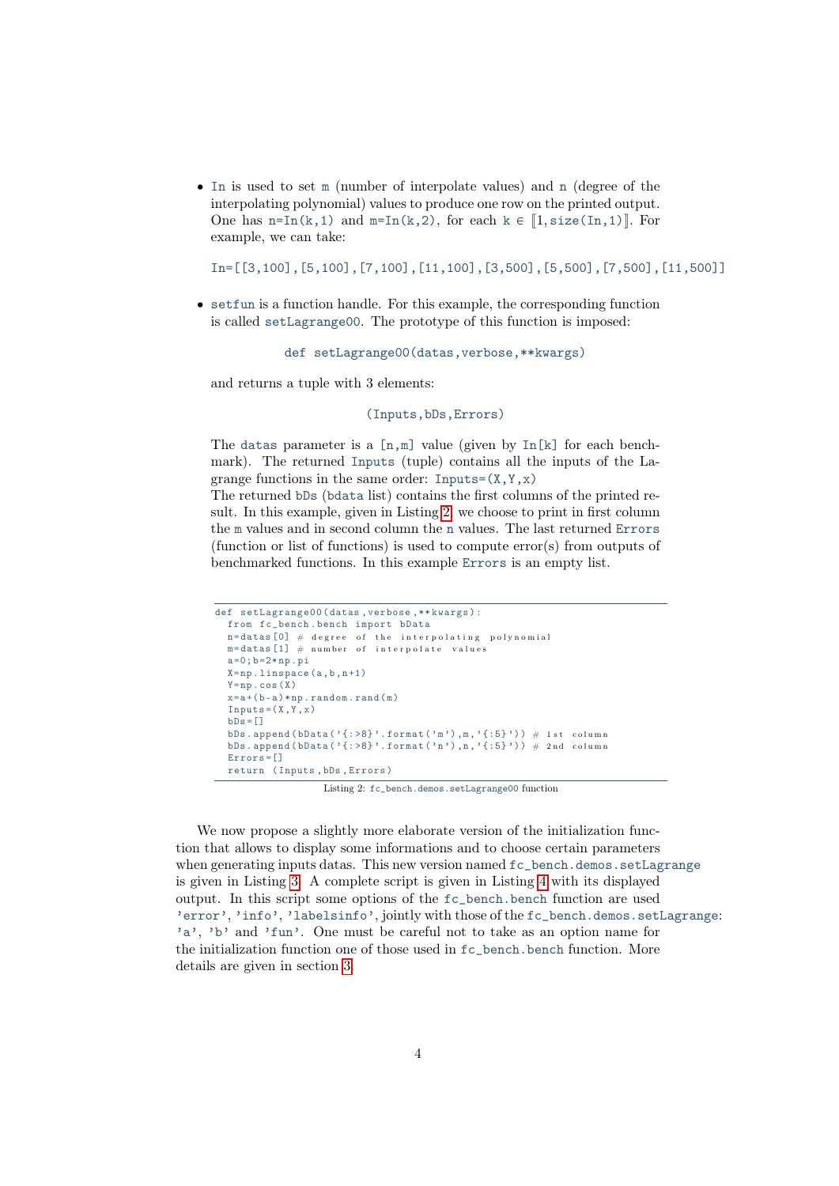- `In` is used to set `m` (number of interpolate values) and `n` (degree of the interpolating polynomial) values to produce one row on the printed output. One has `n=In(k,1)` and `m=In(k,2)`, for each `k` $\in$ $[\![1, \texttt{size(In,1)}]\!]$. For example, we can take:

  `In=[[3,100],[5,100],[7,100],[11,100],[3,500],[5,500],[7,500],[11,500]]`

- `setfun` is a function handle. For this example, the corresponding function is called `setLagrange00`. The prototype of this function is imposed:

  `def setLagrange00(datas,verbose,**kwargs)`

  and returns a tuple with 3 elements:

  `(Inputs,bDs,Errors)`

  The `datas` parameter is a `[n,m]` value (given by `In[k]` for each benchmark). The returned `Inputs` (tuple) contains all the inputs of the Lagrange functions in the same order: `Inputs=(X,Y,x)`
  The returned `bDs` (`bdata` list) contains the first columns of the printed result. In this example, given in Listing 2, we choose to print in first column the `m` values and in second column the `n` values. The last returned `Errors` (function or list of functions) is used to compute error(s) from outputs of benchmarked functions. In this example `Errors` is an empty list.

```
def setLagrange00(datas,verbose,**kwargs):
  from fc_bench.bench import bData
  n=datas[0] # degree of the interpolating polynomial
  m=datas[1] # number of interpolate values
  a=0;b=2*np.pi
  X=np.linspace(a,b,n+1)
  Y=np.cos(X)
  x=a+(b-a)*np.random.rand(m)
  Inputs=(X,Y,x)
  bDs=[]
  bDs.append(bData('{:>8}'.format('m'),m,'{:5}')) # 1st column
  bDs.append(bData('{:>8}'.format('n'),n,'{:5}')) # 2nd column
  Errors=[]
  return (Inputs,bDs,Errors)
```

Listing 2: `fc_bench.demos.setLagrange00` function

We now propose a slightly more elaborate version of the initialization function that allows to display some informations and to choose certain parameters when generating inputs datas. This new version named `fc_bench.demos.setLagrange` is given in Listing 3. A complete script is given in Listing 4 with its displayed output. In this script some options of the `fc_bench.bench` function are used `'error'`, `'info'`, `'labelsinfo'`, jointly with those of the `fc_bench.demos.setLagrange`: `'a'`, `'b'` and `'fun'`. One must be careful not to take as an option name for the initialization function one of those used in `fc_bench.bench` function. More details are given in section 3.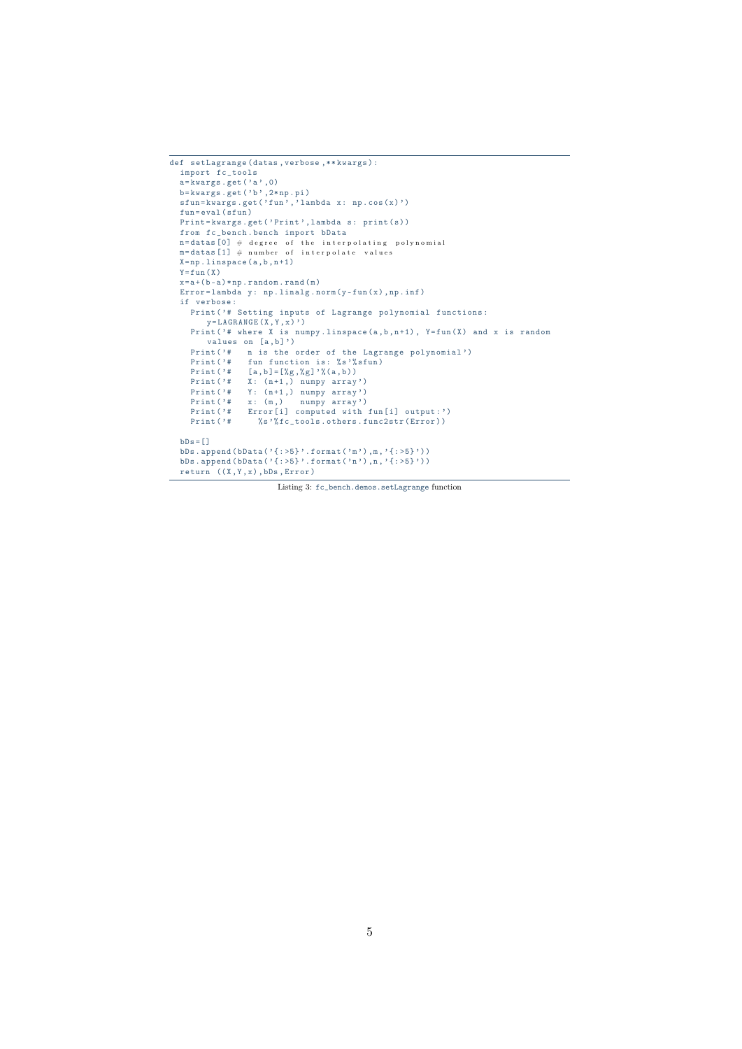```
def setLagrange(datas,verbose,**kwargs):
  import fc_tools
  a=kwargs.get('a',0)
  b=kwargs.get('b',2*np.pi)
  sfun=kwargs.get('fun','lambda x: np.cos(x)')
  fun=eval(sfun)
  Print=kwargs.get('Print',lambda s: print(s))
  from fc_bench.bench import bData
  n=datas[0] # degree of the interpolating polynomial
  m=datas[1] # number of interpolate values
  X=np.linspace(a,b,n+1)
  Y=fun(X)
  x=a+(b-a)*np.random.rand(m)
  Error=lambda y: np.linalg.norm(y-fun(x),np.inf)
  if verbose:
    Print('# Setting inputs of Lagrange polynomial functions:
       y=LAGRANGE(X,Y,x)')
    Print('# where X is numpy.linspace(a,b,n+1), Y=fun(X) and x is random
       values on [a,b]')
    Print('#   n is the order of the Lagrange polynomial')
    Print('#   fun function is: %s'%sfun)
    Print('#   [a,b]=[%g,%g]'%(a,b))
    Print('#   X: (n+1,) numpy array')
    Print('#   Y: (n+1,) numpy array')
    Print('#   x: (m,)   numpy array')
    Print('#   Error[i] computed with fun[i] output:')
    Print('#     %s'%fc_tools.others.func2str(Error))

  bDs=[]
  bDs.append(bData('{:>5}'.format('m'),m,'{:>5}'))
  bDs.append(bData('{:>5}'.format('n'),n,'{:>5}'))
  return ((X,Y,x),bDs,Error)
```

Listing 3: `fc_bench.demos.setLagrange` function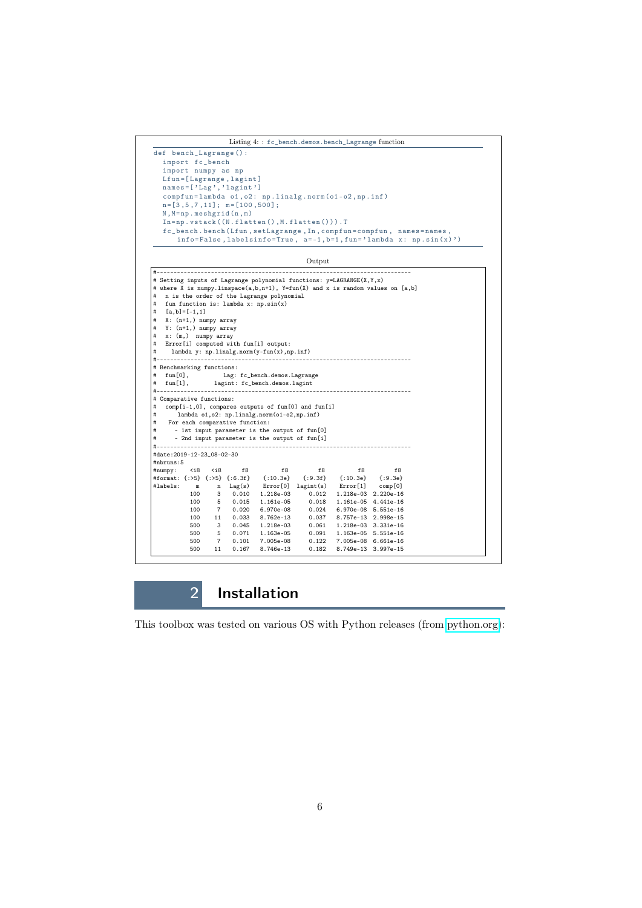Listing 4: : fc_bench.demos.bench_Lagrange function

```
def bench_Lagrange():
  import fc_bench
  import numpy as np
  Lfun=[Lagrange,lagint]
  names=['Lag','lagint']
  compfun=lambda o1,o2: np.linalg.norm(o1-o2,np.inf)
  n=[3,5,7,11]; m=[100,500];
  N,M=np.meshgrid(n,m)
  In=np.vstack((N.flatten(),M.flatten())).T
  fc_bench.bench(Lfun,setLagrange,In,compfun=compfun, names=names,
     info=False,labelsinfo=True, a=-1,b=1,fun='lambda x: np.sin(x)')
```

Output

```
#------------------------------------------------------------------------------
# Setting inputs of Lagrange polynomial functions: y=LAGRANGE(X,Y,x)
# where X is numpy.linspace(a,b,n+1), Y=fun(X) and x is random values on [a,b]
#   n is the order of the Lagrange polynomial
#   fun function is: lambda x: np.sin(x)
#   [a,b]=[-1,1]
#   X: (n+1,) numpy array
#   Y: (n+1,) numpy array
#   x: (m,)  numpy array
#   Error[i] computed with fun[i] output:
#     lambda y: np.linalg.norm(y-fun(x),np.inf)
#------------------------------------------------------------------------------
# Benchmarking functions:
#   fun[0],          Lag: fc_bench.demos.Lagrange
#   fun[1],       lagint: fc_bench.demos.lagint
#------------------------------------------------------------------------------
# Comparative functions:
#   comp[i-1,0], compares outputs of fun[0] and fun[i]
#       lambda o1,o2: np.linalg.norm(o1-o2,np.inf)
#    For each comparative function:
#      - 1st input parameter is the output of fun[0]
#      - 2nd input parameter is the output of fun[i]
#------------------------------------------------------------------------------
#date:2019-12-23_08-02-30
#nbruns:5
#numpy:    <i8   <i8     f8         f8        f8         f8        f8
#format: {:>5} {:>5} {:6.3f}   {:10.3e}   {:9.3f}   {:10.3e}   {:9.3e}
#labels:     m     n  Lag(s)    Error[0]  lagint(s)   Error[1]    comp[0]
           100     3   0.010   1.218e-03     0.012  1.218e-03  2.220e-16
           100     5   0.015   1.161e-05     0.018  1.161e-05  4.441e-16
           100     7   0.020   6.970e-08     0.024  6.970e-08  5.551e-16
           100    11   0.033   8.762e-13     0.037  8.757e-13  2.998e-15
           500     3   0.045   1.218e-03     0.061  1.218e-03  3.331e-16
           500     5   0.071   1.163e-05     0.091  1.163e-05  5.551e-16
           500     7   0.101   7.005e-08     0.122  7.005e-08  6.661e-16
           500    11   0.167   8.746e-13     0.182  8.749e-13  3.997e-15
```

# 2 Installation

This toolbox was tested on various OS with Python releases (from python.org):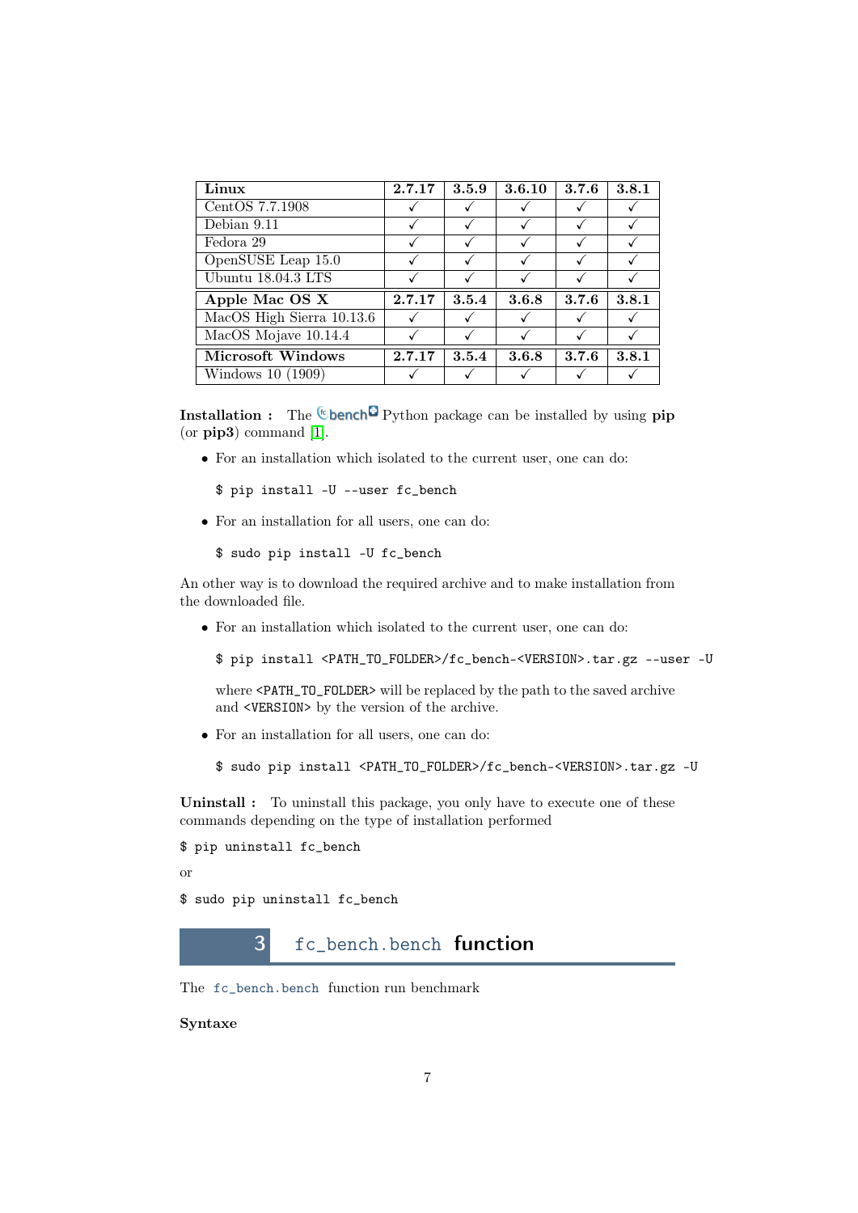| Linux | 2.7.17 | 3.5.9 | 3.6.10 | 3.7.6 | 3.8.1 |
|---|---|---|---|---|---|
| CentOS 7.7.1908 | ✓ | ✓ | ✓ | ✓ | ✓ |
| Debian 9.11 | ✓ | ✓ | ✓ | ✓ | ✓ |
| Fedora 29 | ✓ | ✓ | ✓ | ✓ | ✓ |
| OpenSUSE Leap 15.0 | ✓ | ✓ | ✓ | ✓ | ✓ |
| Ubuntu 18.04.3 LTS | ✓ | ✓ | ✓ | ✓ | ✓ |
| **Apple Mac OS X** | **2.7.17** | **3.5.4** | **3.6.8** | **3.7.6** | **3.8.1** |
| MacOS High Sierra 10.13.6 | ✓ | ✓ | ✓ | ✓ | ✓ |
| MacOS Mojave 10.14.4 | ✓ | ✓ | ✓ | ✓ | ✓ |
| **Microsoft Windows** | **2.7.17** | **3.5.4** | **3.6.8** | **3.7.6** | **3.8.1** |
| Windows 10 (1909) | ✓ | ✓ | ✓ | ✓ | ✓ |

**Installation :** The fc bench Python package can be installed by using **pip** (or **pip3**) command [1].

- For an installation which isolated to the current user, one can do:

```
$ pip install -U --user fc_bench
```

- For an installation for all users, one can do:

```
$ sudo pip install -U fc_bench
```

An other way is to download the required archive and to make installation from the downloaded file.

- For an installation which isolated to the current user, one can do:

```
$ pip install <PATH_TO_FOLDER>/fc_bench-<VERSION>.tar.gz --user -U
```

  where `<PATH_TO_FOLDER>` will be replaced by the path to the saved archive and `<VERSION>` by the version of the archive.

- For an installation for all users, one can do:

```
$ sudo pip install <PATH_TO_FOLDER>/fc_bench-<VERSION>.tar.gz -U
```

**Uninstall :** To uninstall this package, you only have to execute one of these commands depending on the type of installation performed

```
$ pip uninstall fc_bench
```

or

```
$ sudo pip uninstall fc_bench
```

# 3 fc_bench.bench function

The fc_bench.bench function run benchmark

**Syntaxe**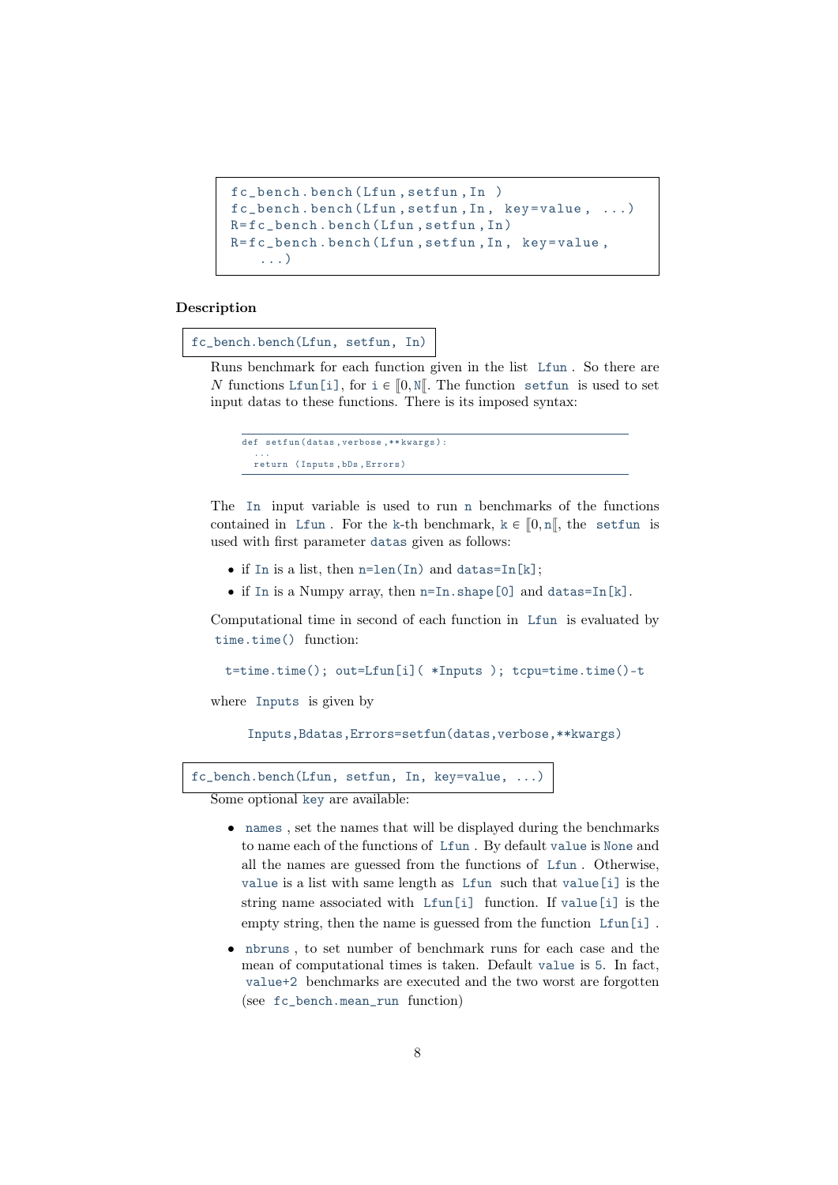```
fc_bench.bench(Lfun,setfun,In )
fc_bench.bench(Lfun,setfun,In, key=value, ...)
R=fc_bench.bench(Lfun,setfun,In)
R=fc_bench.bench(Lfun,setfun,In, key=value,
    ...)
```

**Description**

`fc_bench.bench(Lfun, setfun, In)`

Runs benchmark for each function given in the list `Lfun`. So there are $N$ functions `Lfun[i]`, for `i` $\in [\![0, $ `N` $[\![$. The function `setfun` is used to set input datas to these functions. There is its imposed syntax:

```
def setfun(datas,verbose,**kwargs):
  ...
  return (Inputs,bDs,Errors)
```

The `In` input variable is used to run `n` benchmarks of the functions contained in `Lfun`. For the `k`-th benchmark, `k` $\in [\![0,$ `n` $[\![$, the `setfun` is used with first parameter `datas` given as follows:

- if `In` is a list, then `n=len(In)` and `datas=In[k]`;
- if `In` is a Numpy array, then `n=In.shape[0]` and `datas=In[k]`.

Computational time in second of each function in `Lfun` is evaluated by `time.time()` function:

```
t=time.time(); out=Lfun[i]( *Inputs ); tcpu=time.time()-t
```

where `Inputs` is given by

```
Inputs,Bdatas,Errors=setfun(datas,verbose,**kwargs)
```

`fc_bench.bench(Lfun, setfun, In, key=value, ...)`

Some optional `key` are available:

- `names`, set the names that will be displayed during the benchmarks to name each of the functions of `Lfun`. By default `value` is `None` and all the names are guessed from the functions of `Lfun`. Otherwise, `value` is a list with same length as `Lfun` such that `value[i]` is the string name associated with `Lfun[i]` function. If `value[i]` is the empty string, then the name is guessed from the function `Lfun[i]`.
- `nbruns`, to set number of benchmark runs for each case and the mean of computational times is taken. Default `value` is `5`. In fact, `value+2` benchmarks are executed and the two worst are forgotten (see `fc_bench.mean_run` function)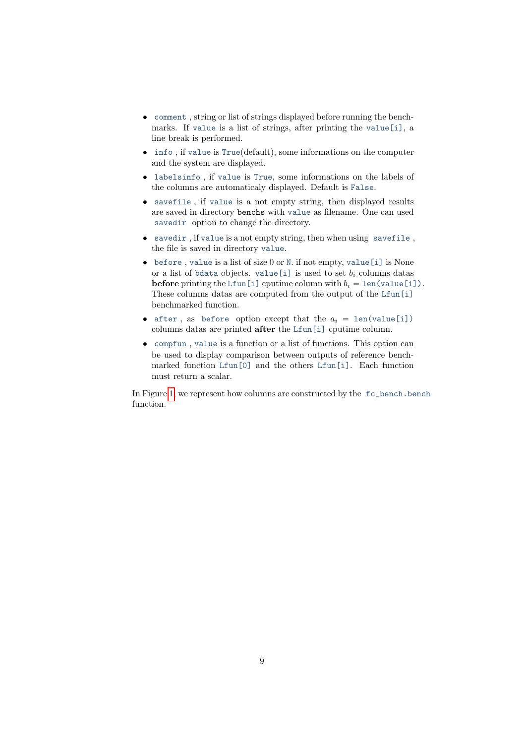- `comment` , string or list of strings displayed before running the benchmarks. If `value` is a list of strings, after printing the `value[i]`, a line break is performed.
- `info` , if `value` is `True`(default), some informations on the computer and the system are displayed.
- `labelsinfo` , if `value` is `True`, some informations on the labels of the columns are automaticaly displayed. Default is `False`.
- `savefile` , if `value` is a not empty string, then displayed results are saved in directory `benchs` with `value` as filename. One can used `savedir` option to change the directory.
- `savedir` , if `value` is a not empty string, then when using `savefile` , the file is saved in directory `value`.
- `before` , `value` is a list of size 0 or `N`. if not empty, `value[i]` is None or a list of `bdata` objects. `value[i]` is used to set $b_i$ columns datas **before** printing the `Lfun[i]` cputime column with $b_i$ = `len(value[i])`. These columns datas are computed from the output of the `Lfun[i]` benchmarked function.
- `after` , as `before` option except that the $a_i$ = `len(value[i])` columns datas are printed **after** the `Lfun[i]` cputime column.
- `compfun` , `value` is a function or a list of functions. This option can be used to display comparison between outputs of reference benchmarked function `Lfun[0]` and the others `Lfun[i]`. Each function must return a scalar.

In Figure 1 we represent how columns are constructed by the `fc_bench.bench` function.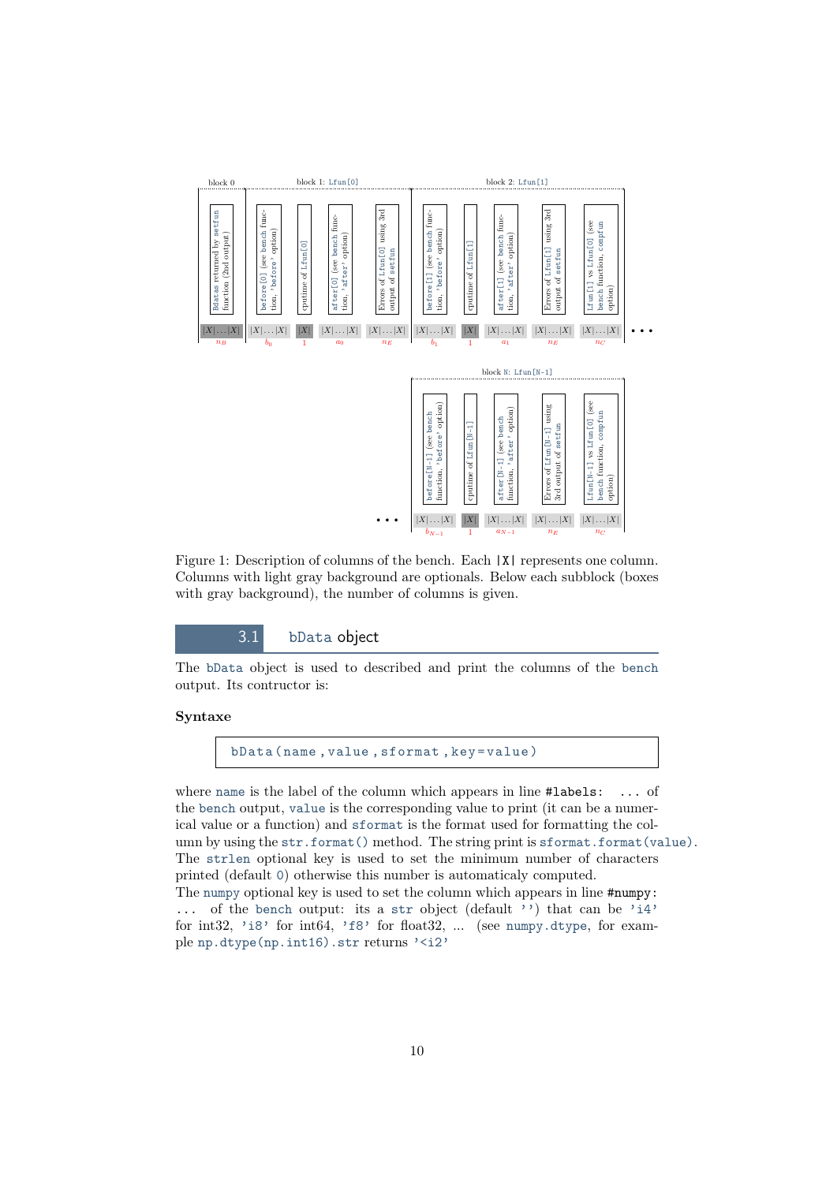block 0 | block 1: Lfun[0] | block 2: Lfun[1]

| Bdatas returned by setfun function (2nd output) | before[0] (see bench function, 'before' option) | cputime of Lfun[0] | after[0] (see bench function, 'after' option) | Errors of Lfun[0] using 3rd output of setfun | before[1] (see bench function, 'before' option) | cputime of Lfun[1] | after[1] (see bench function, 'after' option) | Errors of Lfun[1] using 3rd output of setfun | Lfun[1] vs Lfun[0] (see bench function, compfun option) | ... |
|---|---|---|---|---|---|---|---|---|---|---|
| \|X\|...\|X\| | \|X\|...\|X\| | \|X\| | \|X\|...\|X\| | \|X\|...\|X\| | \|X\|...\|X\| | \|X\| | \|X\|...\|X\| | \|X\|...\|X\| | \|X\|...\|X\| | ... |
| $n_B$ | $b_0$ | 1 | $a_0$ | $n_E$ | $b_1$ | 1 | $a_1$ | $n_E$ | $n_C$ | |

block N: Lfun[N-1]

| ... | before[N-1] (see bench function, 'before' option) | cputime of Lfun[N-1] | after[N-1] (see bench function, 'after' option) | Errors of Lfun[N-1] using 3rd output of setfun | Lfun[N-1] vs Lfun[0] (see bench function, compfun option) |
|---|---|---|---|---|---|
| ... | \|X\|...\|X\| | \|X\| | \|X\|...\|X\| | \|X\|...\|X\| | \|X\|...\|X\| |
| | $b_{N-1}$ | 1 | $a_{N-1}$ | $n_E$ | $n_C$ |

Figure 1: Description of columns of the bench. Each |X| represents one column. Columns with light gray background are optionals. Below each subblock (boxes with gray background), the number of columns is given.

## 3.1 bData object

The bData object is used to described and print the columns of the bench output. Its contructor is:

**Syntaxe**

```
bData(name,value,sformat,key=value)
```

where name is the label of the column which appears in line `#labels: ...` of the bench output, value is the corresponding value to print (it can be a numerical value or a function) and sformat is the format used for formatting the column by using the `str.format()` method. The string print is `sformat.format(value)`. The strlen optional key is used to set the minimum number of characters printed (default 0) otherwise this number is automaticaly computed.

The numpy optional key is used to set the column which appears in line `#numpy: ...` of the bench output: its a str object (default '') that can be '`i4`' for int32, '`i8`' for int64, '`f8`' for float32, ... (see numpy.dtype, for example `np.dtype(np.int16).str` returns '`<i2`'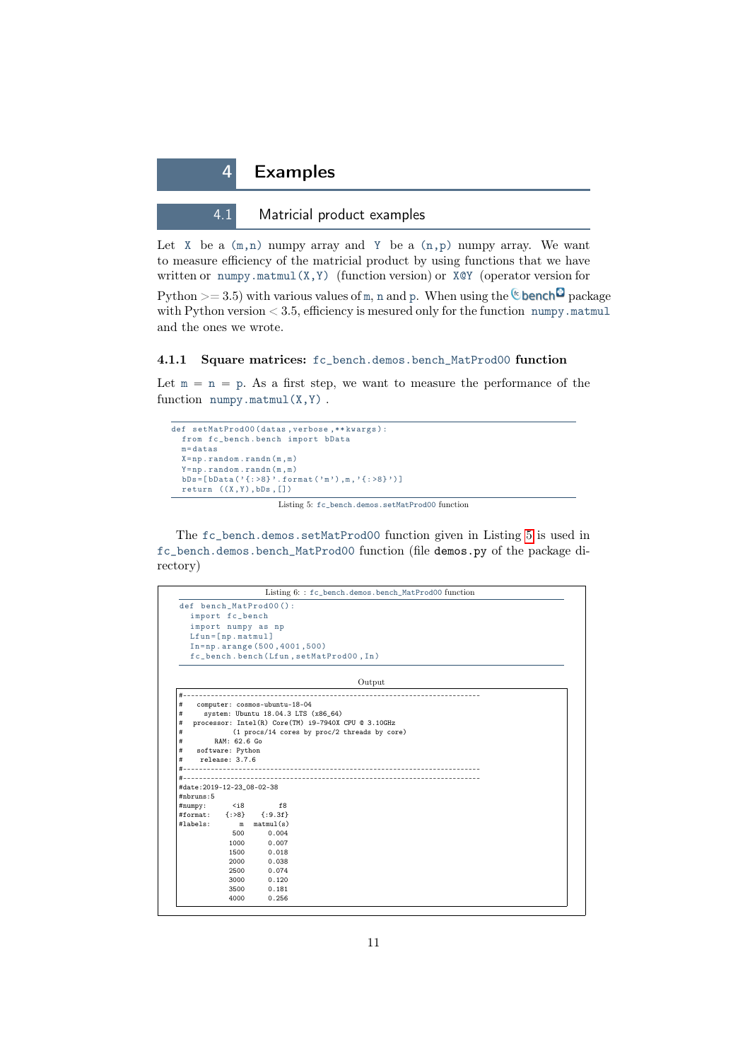# 4 Examples

## 4.1 Matricial product examples

Let `X` be a `(m,n)` numpy array and `Y` be a `(n,p)` numpy array. We want to measure efficiency of the matricial product by using functions that we have written or `numpy.matmul(X,Y)` (function version) or `X@Y` (operator version for Python >= 3.5) with various values of `m`, `n` and `p`. When using the fc-bench package with Python version < 3.5, efficiency is mesured only for the function `numpy.matmul` and the ones we wrote.

### 4.1.1 Square matrices: `fc_bench.demos.bench_MatProd00` function

Let `m` = `n` = `p`. As a first step, we want to measure the performance of the function `numpy.matmul(X,Y)` .

```
def setMatProd00(datas,verbose,**kwargs):
  from fc_bench.bench import bData
  m=datas
  X=np.random.randn(m,m)
  Y=np.random.randn(m,m)
  bDs=[bData('{:>8}'.format('m'),m,'{:>8}')]
  return ((X,Y),bDs,[])
```

Listing 5: `fc_bench.demos.setMatProd00` function

The `fc_bench.demos.setMatProd00` function given in Listing 5 is used in `fc_bench.demos.bench_MatProd00` function (file `demos.py` of the package directory)

Listing 6: : `fc_bench.demos.bench_MatProd00` function

```
def bench_MatProd00():
  import fc_bench
  import numpy as np
  Lfun=[np.matmul]
  In=np.arange(500,4001,500)
  fc_bench.bench(Lfun,setMatProd00,In)
```

Output

```
#------------------------------------------------------------------------
#   computer: cosmos-ubuntu-18-04
#     system: Ubuntu 18.04.3 LTS (x86_64)
#  processor: Intel(R) Core(TM) i9-7940X CPU @ 3.10GHz
#             (1 procs/14 cores by proc/2 threads by core)
#        RAM: 62.6 Go
#   software: Python
#    release: 3.7.6
#------------------------------------------------------------------------
#------------------------------------------------------------------------
#date:2019-12-23_08-02-38
#nbruns:5
#numpy:      <i8        f8
#format:   {:>8}    {:9.3f}
#labels:       m   matmul(s)
             500      0.004
            1000      0.007
            1500      0.018
            2000      0.038
            2500      0.074
            3000      0.120
            3500      0.181
            4000      0.256
```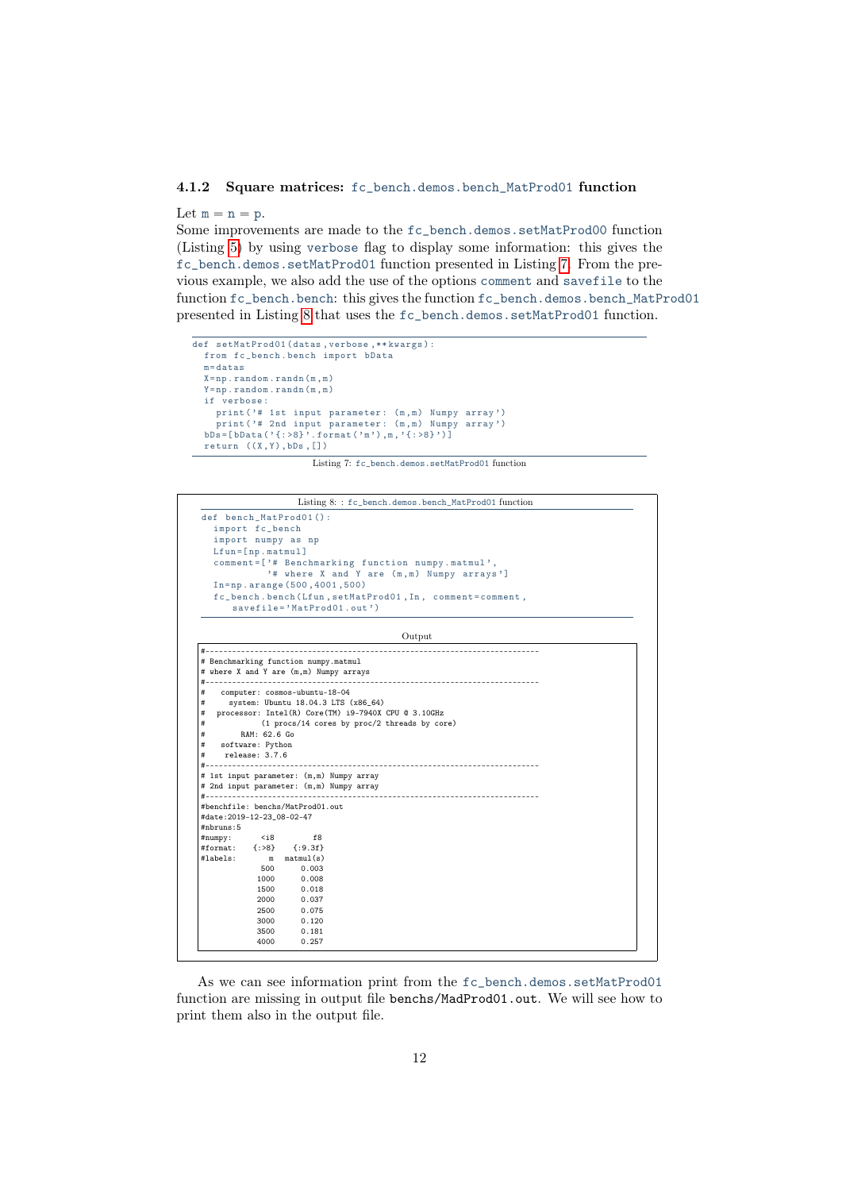### 4.1.2 Square matrices: `fc_bench.demos.bench_MatProd01` function

Let $m = n = p$.
Some improvements are made to the `fc_bench.demos.setMatProd00` function (Listing 5) by using `verbose` flag to display some information: this gives the `fc_bench.demos.setMatProd01` function presented in Listing 7. From the previous example, we also add the use of the options `comment` and `savefile` to the function `fc_bench.bench`: this gives the function `fc_bench.demos.bench_MatProd01` presented in Listing 8 that uses the `fc_bench.demos.setMatProd01` function.

```
def setMatProd01(datas,verbose,**kwargs):
  from fc_bench.bench import bData
  m=datas
  X=np.random.randn(m,m)
  Y=np.random.randn(m,m)
  if verbose:
    print('# 1st input parameter: (m,m) Numpy array')
    print('# 2nd input parameter: (m,m) Numpy array')
  bDs=[bData('{:>8}'.format('m'),m,'{:>8}')]
  return ((X,Y),bDs,[])
```

Listing 7: `fc_bench.demos.setMatProd01` function

Listing 8: : `fc_bench.demos.bench_MatProd01` function

```
def bench_MatProd01():
  import fc_bench
  import numpy as np
  Lfun=[np.matmul]
  comment=['# Benchmarking function numpy.matmul',
           '# where X and Y are (m,m) Numpy arrays']
  In=np.arange(500,4001,500)
  fc_bench.bench(Lfun,setMatProd01,In, comment=comment,
     savefile='MatProd01.out')
```

Output

```
#------------------------------------------------------------------------
# Benchmarking function numpy.matmul
# where X and Y are (m,m) Numpy arrays
#------------------------------------------------------------------------
#    computer: cosmos-ubuntu-18-04
#      system: Ubuntu 18.04.3 LTS (x86_64)
#   processor: Intel(R) Core(TM) i9-7940X CPU @ 3.10GHz
#              (1 procs/14 cores by proc/2 threads by core)
#         RAM: 62.6 Go
#    software: Python
#     release: 3.7.6
#------------------------------------------------------------------------
# 1st input parameter: (m,m) Numpy array
# 2nd input parameter: (m,m) Numpy array
#------------------------------------------------------------------------
#benchfile: benchs/MatProd01.out
#date:2019-12-23_08-02-47
#nbruns:5
#numpy:      <i8        f8
#format:    {:>8}    {:9.3f}
#labels:       m    matmul(s)
             500      0.003
            1000      0.008
            1500      0.018
            2000      0.037
            2500      0.075
            3000      0.120
            3500      0.181
            4000      0.257
```

As we can see information print from the `fc_bench.demos.setMatProd01` function are missing in output file `benchs/MadProd01.out`. We will see how to print them also in the output file.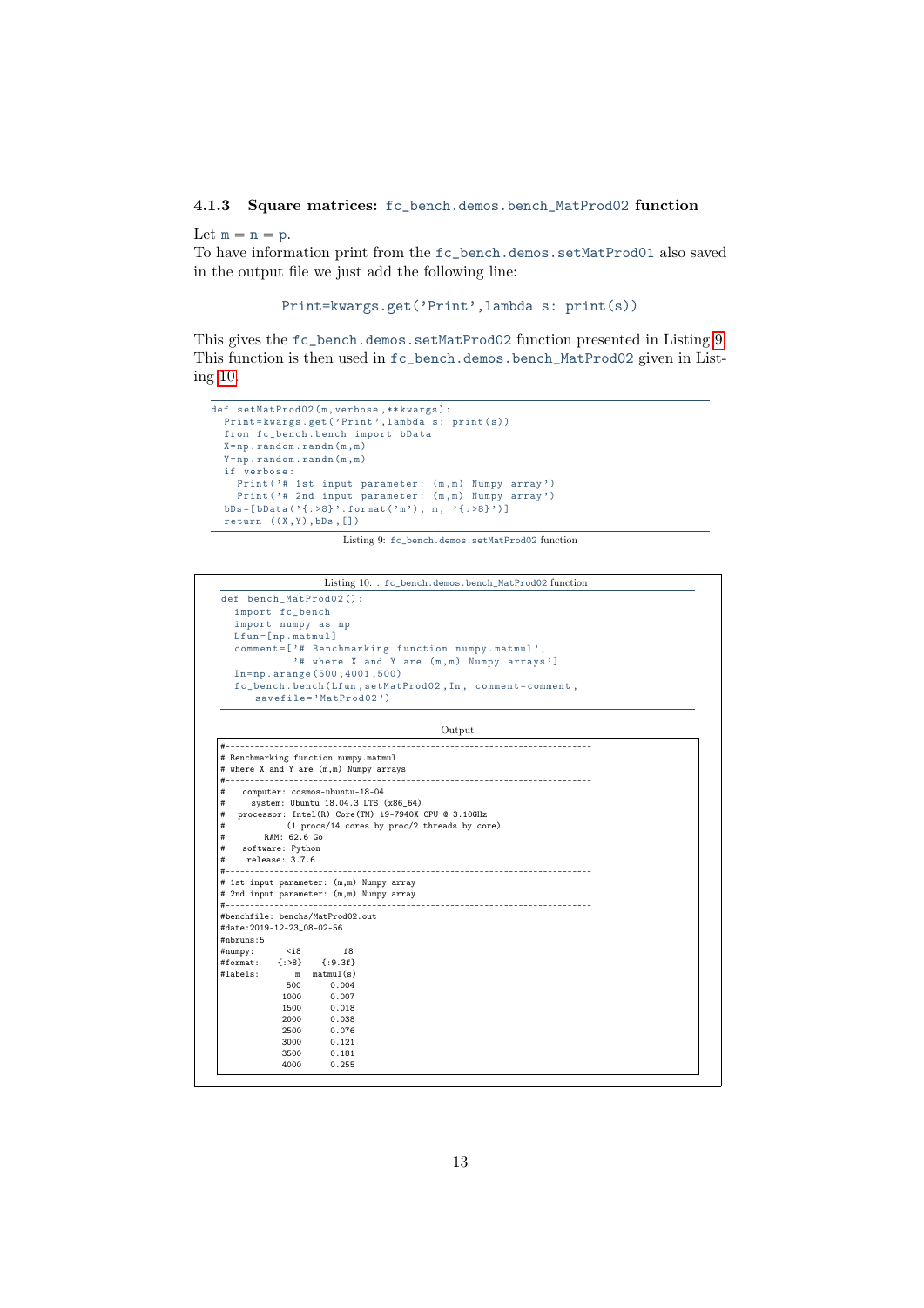### 4.1.3 Square matrices: `fc_bench.demos.bench_MatProd02` function

Let $m = n = p$.
To have information print from the `fc_bench.demos.setMatProd01` also saved in the output file we just add the following line:

```
Print=kwargs.get('Print',lambda s: print(s))
```

This gives the `fc_bench.demos.setMatProd02` function presented in Listing 9. This function is then used in `fc_bench.demos.bench_MatProd02` given in Listing 10.

```
def setMatProd02(m,verbose,**kwargs):
  Print=kwargs.get('Print',lambda s: print(s))
  from fc_bench.bench import bData
  X=np.random.randn(m,m)
  Y=np.random.randn(m,m)
  if verbose:
    Print('# 1st input parameter: (m,m) Numpy array')
    Print('# 2nd input parameter: (m,m) Numpy array')
  bDs=[bData('{:>8}'.format('m'), m, '{:>8}')]
  return ((X,Y),bDs,[])
```

Listing 9: `fc_bench.demos.setMatProd02` function

Listing 10: : `fc_bench.demos.bench_MatProd02` function

```
def bench_MatProd02():
  import fc_bench
  import numpy as np
  Lfun=[np.matmul]
  comment=['# Benchmarking function numpy.matmul',
           '# where X and Y are (m,m) Numpy arrays']
  In=np.arange(500,4001,500)
  fc_bench.bench(Lfun,setMatProd02,In, comment=comment,
     savefile='MatProd02')
```

Output

```
#--------------------------------------------------------------------------
# Benchmarking function numpy.matmul
# where X and Y are (m,m) Numpy arrays
#--------------------------------------------------------------------------
#    computer: cosmos-ubuntu-18-04
#      system: Ubuntu 18.04.3 LTS (x86_64)
#   processor: Intel(R) Core(TM) i9-7940X CPU @ 3.10GHz
#              (1 procs/14 cores by proc/2 threads by core)
#         RAM: 62.6 Go
#    software: Python
#     release: 3.7.6
#--------------------------------------------------------------------------
# 1st input parameter: (m,m) Numpy array
# 2nd input parameter: (m,m) Numpy array
#--------------------------------------------------------------------------
#benchfile: benchs/MatProd02.out
#date:2019-12-23_08-02-56
#nbruns:5
#numpy:       <i8        f8
#format:    {:>8}    {:9.3f}
#labels:        m   matmul(s)
              500      0.004
             1000      0.007
             1500      0.018
             2000      0.038
             2500      0.076
             3000      0.121
             3500      0.181
             4000      0.255
```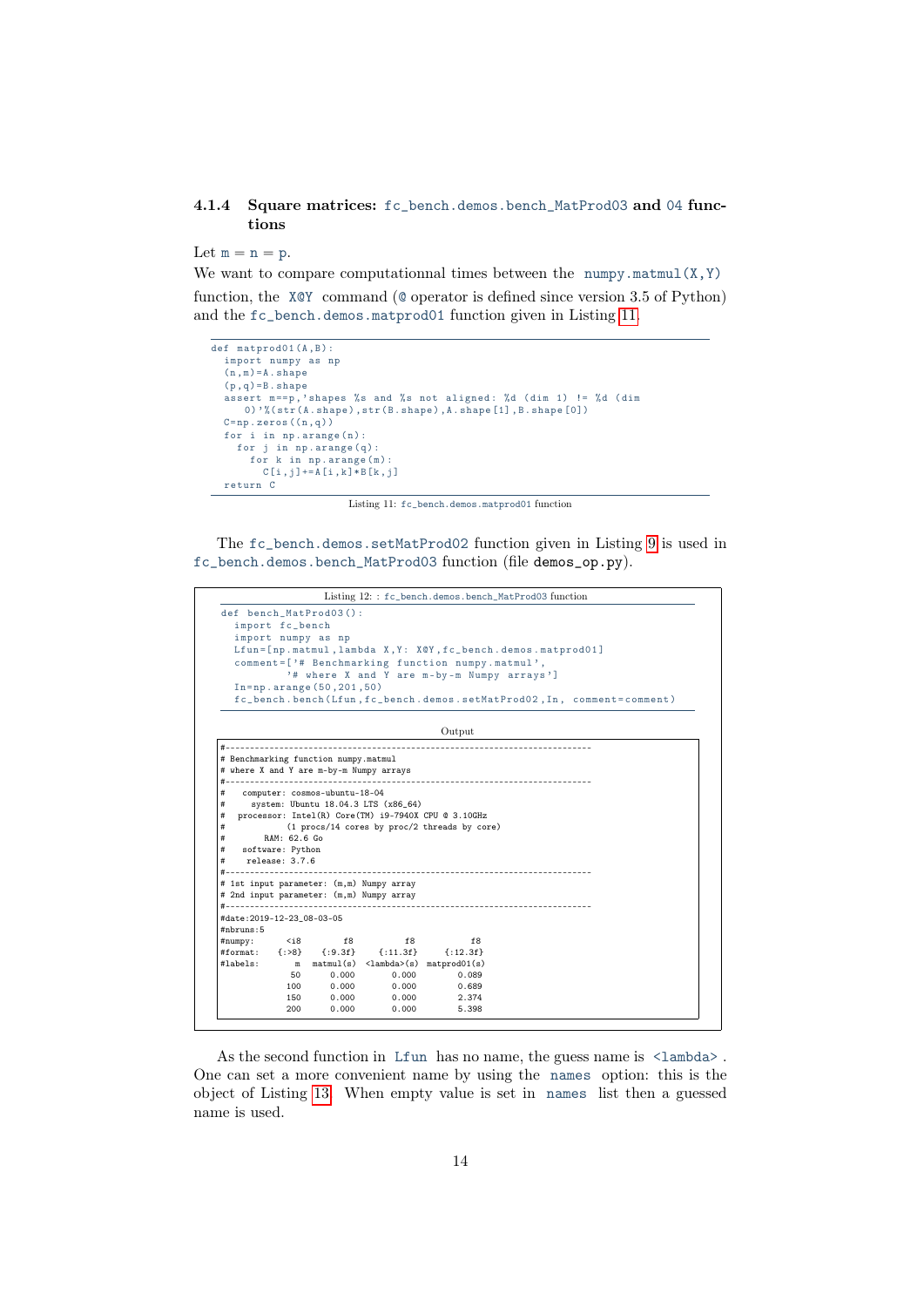### 4.1.4 Square matrices: `fc_bench.demos.bench_MatProd03` and `04` functions

Let $\mathtt{m} = \mathtt{n} = \mathtt{p}$.

We want to compare computationnal times between the `numpy.matmul(X,Y)` function, the `X@Y` command (`@` operator is defined since version 3.5 of Python) and the `fc_bench.demos.matprod01` function given in Listing 11.

```
def matprod01(A,B):
  import numpy as np
  (n,m)=A.shape
  (p,q)=B.shape
  assert m==p,'shapes %s and %s not aligned: %d (dim 1) != %d (dim
     0)'%(str(A.shape),str(B.shape),A.shape[1],B.shape[0])
  C=np.zeros((n,q))
  for i in np.arange(n):
    for j in np.arange(q):
      for k in np.arange(m):
        C[i,j]+=A[i,k]*B[k,j]
  return C
```

Listing 11: `fc_bench.demos.matprod01` function

The `fc_bench.demos.setMatProd02` function given in Listing 9 is used in `fc_bench.demos.bench_MatProd03` function (file `demos_op.py`).

Listing 12: : `fc_bench.demos.bench_MatProd03` function

```
def bench_MatProd03():
  import fc_bench
  import numpy as np
  Lfun=[np.matmul,lambda X,Y: X@Y,fc_bench.demos.matprod01]
  comment=['# Benchmarking function numpy.matmul',
          '# where X and Y are m-by-m Numpy arrays']
  In=np.arange(50,201,50)
  fc_bench.bench(Lfun,fc_bench.demos.setMatProd02,In, comment=comment)
```

Output

```
#------------------------------------------------------------------------
# Benchmarking function numpy.matmul
# where X and Y are m-by-m Numpy arrays
#------------------------------------------------------------------------
#   computer: cosmos-ubuntu-18-04
#     system: Ubuntu 18.04.3 LTS (x86_64)
#  processor: Intel(R) Core(TM) i9-7940X CPU @ 3.10GHz
#             (1 procs/14 cores by proc/2 threads by core)
#        RAM: 62.6 Go
#   software: Python
#    release: 3.7.6
#------------------------------------------------------------------------
# 1st input parameter: (m,m) Numpy array
# 2nd input parameter: (m,m) Numpy array
#------------------------------------------------------------------------
#date:2019-12-23_08-03-05
#nbruns:5
#numpy:      <i8        f8          f8           f8
#format:   {:>8}    {:9.3f}    {:11.3f}     {:12.3f}
#labels:       m   matmul(s)  <lambda>(s)  matprod01(s)
              50      0.000       0.000        0.089
             100      0.000       0.000        0.689
             150      0.000       0.000        2.374
             200      0.000       0.000        5.398
```

As the second function in `Lfun` has no name, the guess name is `<lambda>`. One can set a more convenient name by using the `names` option: this is the object of Listing 13. When empty value is set in `names` list then a guessed name is used.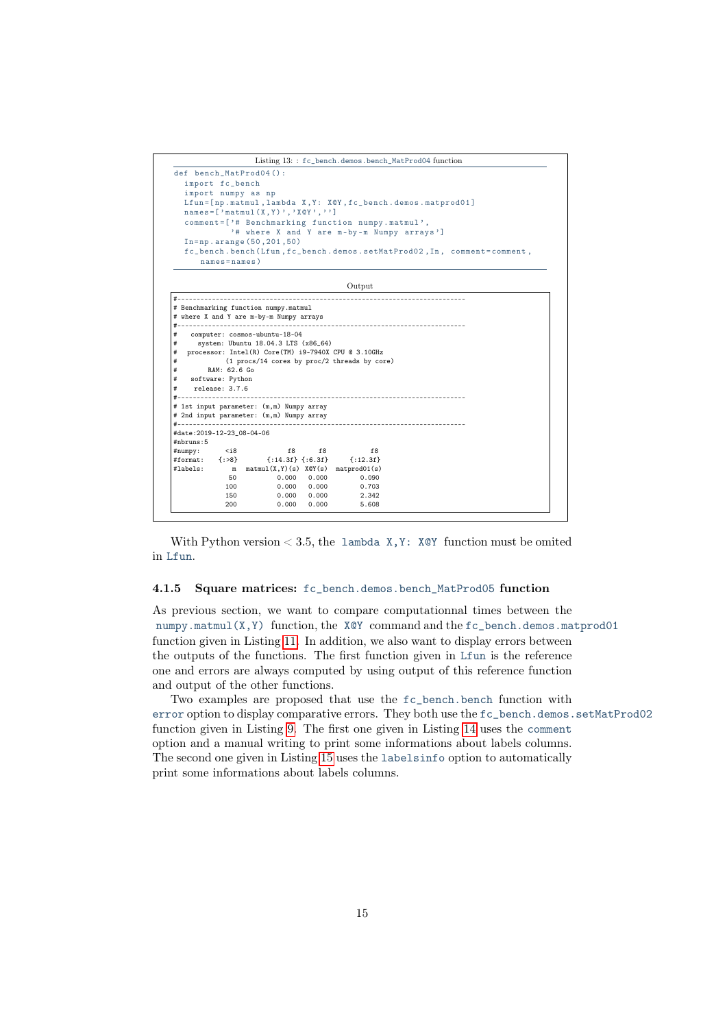Listing 13: : `fc_bench.demos.bench_MatProd04` function

```python
def bench_MatProd04():
  import fc_bench
  import numpy as np
  Lfun=[np.matmul,lambda X,Y: X@Y,fc_bench.demos.matprod01]
  names=['matmul(X,Y)','X@Y','']
  comment=['# Benchmarking function numpy.matmul',
           '# where X and Y are m-by-m Numpy arrays']
  In=np.arange(50,201,50)
  fc_bench.bench(Lfun,fc_bench.demos.setMatProd02,In, comment=comment,
     names=names)
```

Output

```
#------------------------------------------------------------------------
# Benchmarking function numpy.matmul
# where X and Y are m-by-m Numpy arrays
#------------------------------------------------------------------------
#   computer: cosmos-ubuntu-18-04
#     system: Ubuntu 18.04.3 LTS (x86_64)
#  processor: Intel(R) Core(TM) i9-7940X CPU @ 3.10GHz
#             (1 procs/14 cores by proc/2 threads by core)
#        RAM: 62.6 Go
#   software: Python
#    release: 3.7.6
#------------------------------------------------------------------------
# 1st input parameter: (m,m) Numpy array
# 2nd input parameter: (m,m) Numpy array
#------------------------------------------------------------------------
#date:2019-12-23_08-04-06
#nbruns:5
#numpy:       <i8            f8      f8           f8
#format:    {:>8}       {:14.3f} {:6.3f}     {:12.3f}
#labels:        m   matmul(X,Y)(s)  X@Y(s)  matprod01(s)
               50          0.000   0.000        0.090
              100          0.000   0.000        0.703
              150          0.000   0.000        2.342
              200          0.000   0.000        5.608
```

With Python version $< 3.5$, the `lambda X,Y: X@Y` function must be omited in `Lfun`.

### 4.1.5 Square matrices: `fc_bench.demos.bench_MatProd05` function

As previous section, we want to compare computationnal times between the `numpy.matmul(X,Y)` function, the `X@Y` command and the `fc_bench.demos.matprod01` function given in Listing 11. In addition, we also want to display errors between the outputs of the functions. The first function given in `Lfun` is the reference one and errors are always computed by using output of this reference function and output of the other functions.

Two examples are proposed that use the `fc_bench.bench` function with `error` option to display comparative errors. They both use the `fc_bench.demos.setMatProd02` function given in Listing 9. The first one given in Listing 14 uses the `comment` option and a manual writing to print some informations about labels columns. The second one given in Listing 15 uses the `labelsinfo` option to automatically print some informations about labels columns.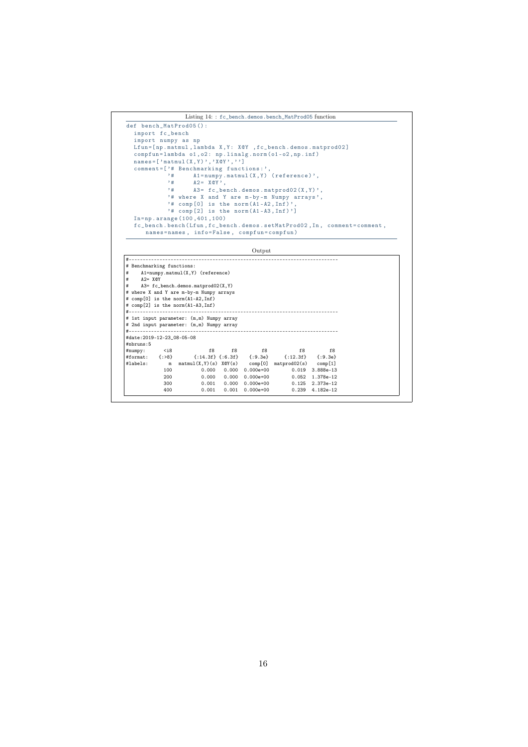Listing 14: : `fc_bench.demos.bench_MatProd05` function

```python
def bench_MatProd05():
  import fc_bench
  import numpy as np
  Lfun=[np.matmul,lambda X,Y: X@Y ,fc_bench.demos.matprod02]
  compfun=lambda o1,o2: np.linalg.norm(o1-o2,np.inf)
  names=['matmul(X,Y)','X@Y','']
  comment=['# Benchmarking functions:',
           '#      A1=numpy.matmul(X,Y) (reference)',
           '#      A2= X@Y',
           '#      A3= fc_bench.demos.matprod02(X,Y)',
           '# where X and Y are m-by-m Numpy arrays',
           '# comp[0] is the norm(A1-A2,Inf)',
           '# comp[2] is the norm(A1-A3,Inf)']
  In=np.arange(100,401,100)
  fc_bench.bench(Lfun,fc_bench.demos.setMatProd02,In, comment=comment,
     names=names, info=False, compfun=compfun)
```

Output

```
#---------------------------------------------------------------------------
# Benchmarking functions:
#     A1=numpy.matmul(X,Y) (reference)
#     A2= X@Y
#     A3= fc_bench.demos.matprod02(X,Y)
# where X and Y are m-by-m Numpy arrays
# comp[0] is the norm(A1-A2,Inf)
# comp[2] is the norm(A1-A3,Inf)
#---------------------------------------------------------------------------
# 1st input parameter: (m,m) Numpy array
# 2nd input parameter: (m,m) Numpy array
#---------------------------------------------------------------------------
#date:2019-12-23_08-05-08
#nbruns:5
#numpy:      <i8             f8      f8         f8           f8         f8
#format:    {:>8}       {:14.3f} {:6.3f}    {:9.3e}     {:12.3f}    {:9.3e}
#labels:       m  matmul(X,Y)(s)  X@Y(s)    comp[0]  matprod02(s)    comp[1]
             100           0.000   0.000  0.000e+00         0.019  3.888e-13
             200           0.000   0.000  0.000e+00         0.052  1.378e-12
             300           0.001   0.000  0.000e+00         0.125  2.373e-12
             400           0.001   0.001  0.000e+00         0.239  4.182e-12
```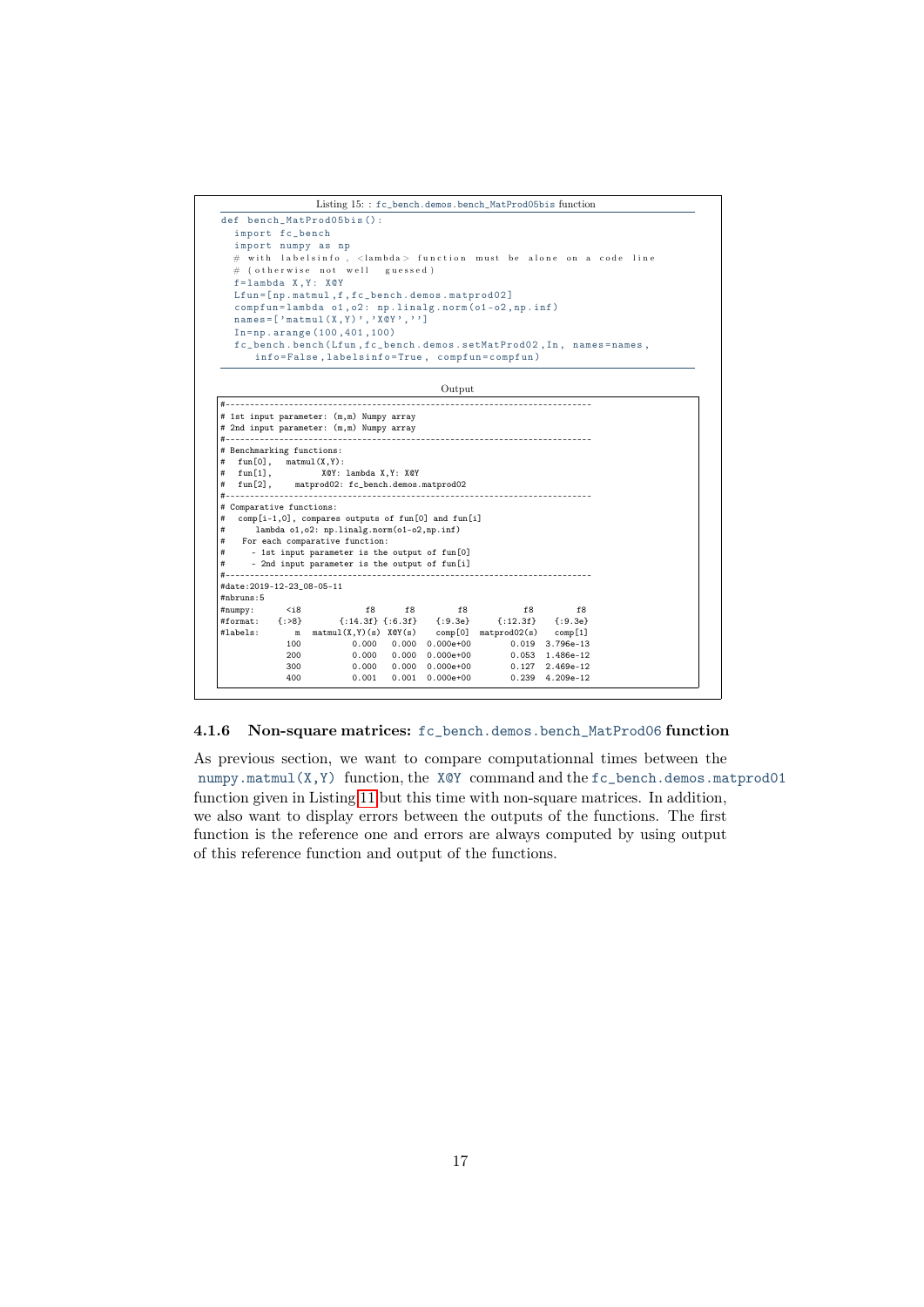Listing 15: : fc_bench.demos.bench_MatProd05bis function

```python
def bench_MatProd05bis():
  import fc_bench
  import numpy as np
  # with labelsinfo, <lambda> function must be alone on a code line
  # (otherwise not well guessed)
  f=lambda X,Y: X@Y
  Lfun=[np.matmul,f,fc_bench.demos.matprod02]
  compfun=lambda o1,o2: np.linalg.norm(o1-o2,np.inf)
  names=['matmul(X,Y)','X@Y','']
  In=np.arange(100,401,100)
  fc_bench.bench(Lfun,fc_bench.demos.setMatProd02,In, names=names,
      info=False,labelsinfo=True, compfun=compfun)
```

Output

```
#------------------------------------------------------------------------------
# 1st input parameter: (m,m) Numpy array
# 2nd input parameter: (m,m) Numpy array
#------------------------------------------------------------------------------
# Benchmarking functions:
#   fun[0],   matmul(X,Y):
#   fun[1],          X@Y: lambda X,Y: X@Y
#   fun[2],     matprod02: fc_bench.demos.matprod02
#------------------------------------------------------------------------------
# Comparative functions:
#   comp[i-1,0], compares outputs of fun[0] and fun[i]
#       lambda o1,o2: np.linalg.norm(o1-o2,np.inf)
#    For each comparative function:
#      - 1st input parameter is the output of fun[0]
#      - 2nd input parameter is the output of fun[i]
#------------------------------------------------------------------------------
#date:2019-12-23_08-05-11
#nbruns:5
#numpy:      <i8             f8      f8         f8           f8         f8
#format:    {:>8}       {:14.3f} {:6.3f}    {:9.3e}      {:12.3f}    {:9.3e}
#labels:        m   matmul(X,Y)(s)  X@Y(s)    comp[0]  matprod02(s)    comp[1]
              100            0.000   0.000  0.000e+00         0.019  3.796e-13
              200            0.000   0.000  0.000e+00         0.053  1.486e-12
              300            0.000   0.000  0.000e+00         0.127  2.469e-12
              400            0.001   0.001  0.000e+00         0.239  4.209e-12
```

### 4.1.6 Non-square matrices: fc_bench.demos.bench_MatProd06 function

As previous section, we want to compare computationnal times between the `numpy.matmul(X,Y)` function, the `X@Y` command and the `fc_bench.demos.matprod01` function given in Listing 11 but this time with non-square matrices. In addition, we also want to display errors between the outputs of the functions. The first function is the reference one and errors are always computed by using output of this reference function and output of the functions.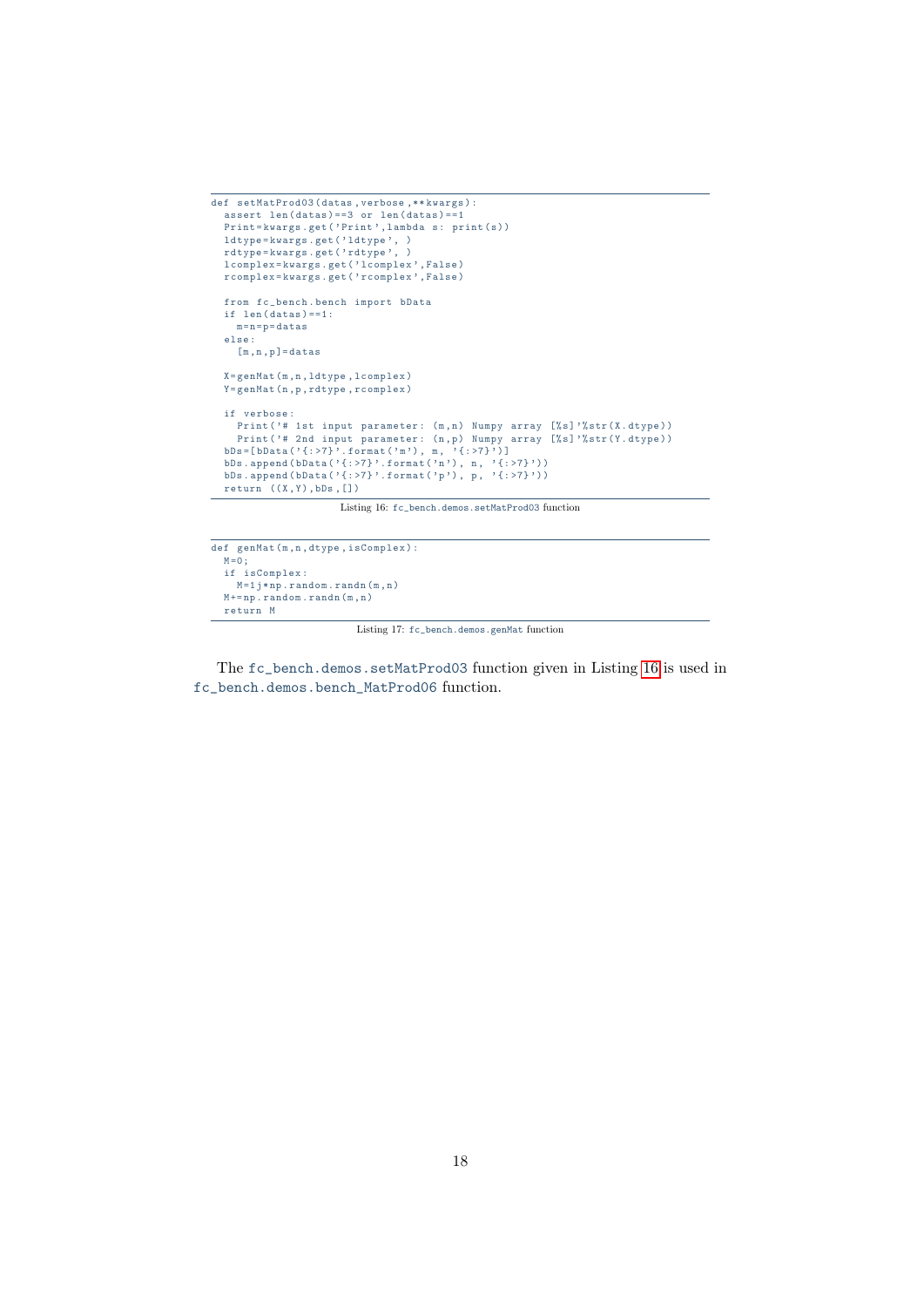```
def setMatProd03(datas,verbose,**kwargs):
  assert len(datas)==3 or len(datas)==1
  Print=kwargs.get('Print',lambda s: print(s))
  ldtype=kwargs.get('ldtype', )
  rdtype=kwargs.get('rdtype', )
  lcomplex=kwargs.get('lcomplex',False)
  rcomplex=kwargs.get('rcomplex',False)

  from fc_bench.bench import bData
  if len(datas)==1:
    m=n=p=datas
  else:
    [m,n,p]=datas

  X=genMat(m,n,ldtype,lcomplex)
  Y=genMat(n,p,rdtype,rcomplex)

  if verbose:
    Print('# 1st input parameter: (m,n) Numpy array [%s]'%str(X.dtype))
    Print('# 2nd input parameter: (n,p) Numpy array [%s]'%str(Y.dtype))
  bDs=[bData('{:>7}'.format('m'), m, '{:>7}')]
  bDs.append(bData('{:>7}'.format('n'), n, '{:>7}'))
  bDs.append(bData('{:>7}'.format('p'), p, '{:>7}'))
  return ((X,Y),bDs,[])
```

Listing 16: fc_bench.demos.setMatProd03 function

```
def genMat(m,n,dtype,isComplex):
  M=0;
  if isComplex:
    M=1j*np.random.randn(m,n)
  M+=np.random.randn(m,n)
  return M
```

Listing 17: fc_bench.demos.genMat function

The fc_bench.demos.setMatProd03 function given in Listing 16 is used in fc_bench.demos.bench_MatProd06 function.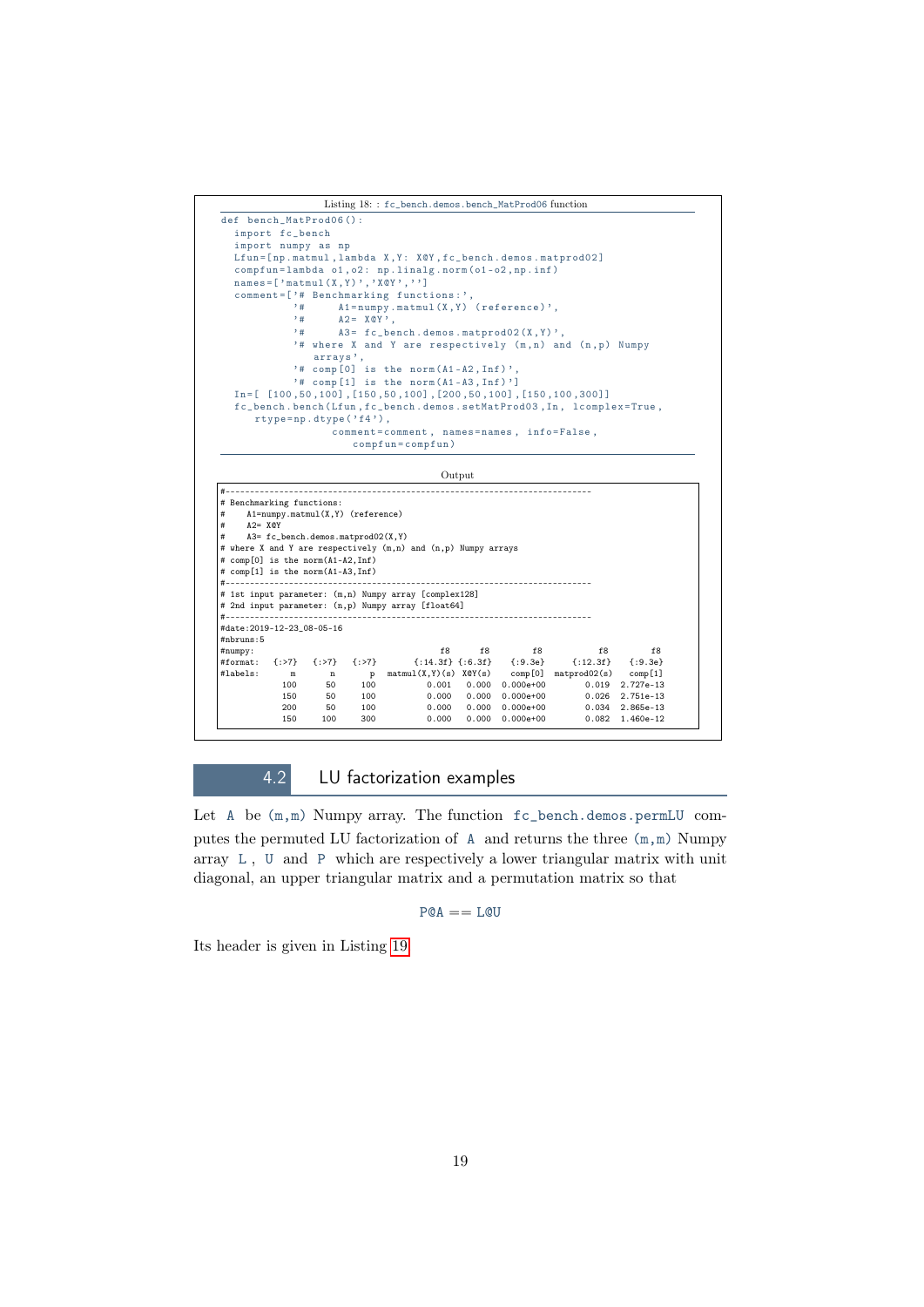Listing 18: : `fc_bench.demos.bench_MatProd06` function

```
def bench_MatProd06():
  import fc_bench
  import numpy as np
  Lfun=[np.matmul,lambda X,Y: X@Y,fc_bench.demos.matprod02]
  compfun=lambda o1,o2: np.linalg.norm(o1-o2,np.inf)
  names=['matmul(X,Y)','X@Y','']
  comment=['# Benchmarking functions:',
           '#      A1=numpy.matmul(X,Y) (reference)',
           '#      A2= X@Y',
           '#      A3= fc_bench.demos.matprod02(X,Y)',
           '# where X and Y are respectively (m,n) and (n,p) Numpy
               arrays',
           '# comp[0] is the norm(A1-A2,Inf)',
           '# comp[1] is the norm(A1-A3,Inf)']
  In=[ [100,50,100],[150,50,100],[200,50,100],[150,100,300]]
  fc_bench.bench(Lfun,fc_bench.demos.setMatProd03,In, lcomplex=True,
     rtype=np.dtype('f4'),
                 comment=comment, names=names, info=False,
                    compfun=compfun)
```

Output

```
#---------------------------------------------------------------------------
# Benchmarking functions:
#     A1=numpy.matmul(X,Y) (reference)
#     A2= X@Y
#     A3= fc_bench.demos.matprod02(X,Y)
# where X and Y are respectively (m,n) and (n,p) Numpy arrays
# comp[0] is the norm(A1-A2,Inf)
# comp[1] is the norm(A1-A3,Inf)
#---------------------------------------------------------------------------
# 1st input parameter: (m,n) Numpy array [complex128]
# 2nd input parameter: (n,p) Numpy array [float64]
#---------------------------------------------------------------------------
#date:2019-12-23_08-05-16
#nbruns:5
#numpy:                                   f8       f8          f8           f8          f8
#format:   {:>7}   {:>7}   {:>7}      {:14.3f} {:6.3f}    {:9.3e}      {:12.3f}     {:9.3e}
#labels:       m       n       p   matmul(X,Y)(s)  X@Y(s)    comp[0]  matprod02(s)     comp[1]
             100      50     100           0.001   0.000   0.000e+00         0.019   2.727e-13
             150      50     100           0.000   0.000   0.000e+00         0.026   2.751e-13
             200      50     100           0.000   0.000   0.000e+00         0.034   2.865e-13
             150     100     300           0.000   0.000   0.000e+00         0.082   1.460e-12
```

## 4.2 LU factorization examples

Let `A` be `(m,m)` Numpy array. The function `fc_bench.demos.permLU` computes the permuted LU factorization of `A` and returns the three `(m,m)` Numpy array `L`, `U` and `P` which are respectively a lower triangular matrix with unit diagonal, an upper triangular matrix and a permutation matrix so that

$$\texttt{P@A} == \texttt{L@U}$$

Its header is given in Listing 19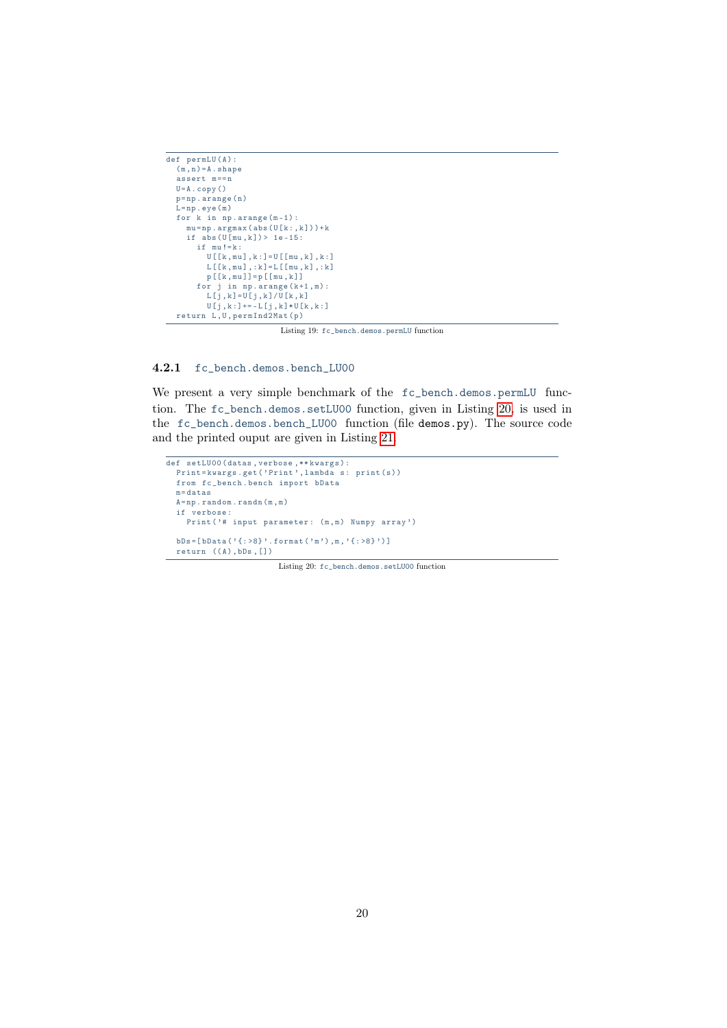```
def permLU(A):
  (m,n)=A.shape
  assert m==n
  U=A.copy()
  p=np.arange(n)
  L=np.eye(m)
  for k in np.arange(m-1):
    mu=np.argmax(abs(U[k:,k]))+k
    if abs(U[mu,k])> 1e-15:
      if mu!=k:
        U[[k,mu],k:]=U[[mu,k],k:]
        L[[k,mu],:k]=L[[mu,k],:k]
        p[[k,mu]]=p[[mu,k]]
      for j in np.arange(k+1,m):
        L[j,k]=U[j,k]/U[k,k]
        U[j,k:]+=-L[j,k]*U[k,k:]
  return L,U,permInd2Mat(p)
```

Listing 19: fc_bench.demos.permLU function

### 4.2.1 fc_bench.demos.bench_LU00

We present a very simple benchmark of the fc_bench.demos.permLU function. The fc_bench.demos.setLU00 function, given in Listing 20, is used in the fc_bench.demos.bench_LU00 function (file demos.py). The source code and the printed ouput are given in Listing 21.

```
def setLU00(datas,verbose,**kwargs):
  Print=kwargs.get('Print',lambda s: print(s))
  from fc_bench.bench import bData
  m=datas
  A=np.random.randn(m,m)
  if verbose:
    Print('# input parameter: (m,m) Numpy array')

  bDs=[bData('{:>8}'.format('m'),m,'{:>8}')]
  return ((A),bDs,[])
```

Listing 20: fc_bench.demos.setLU00 function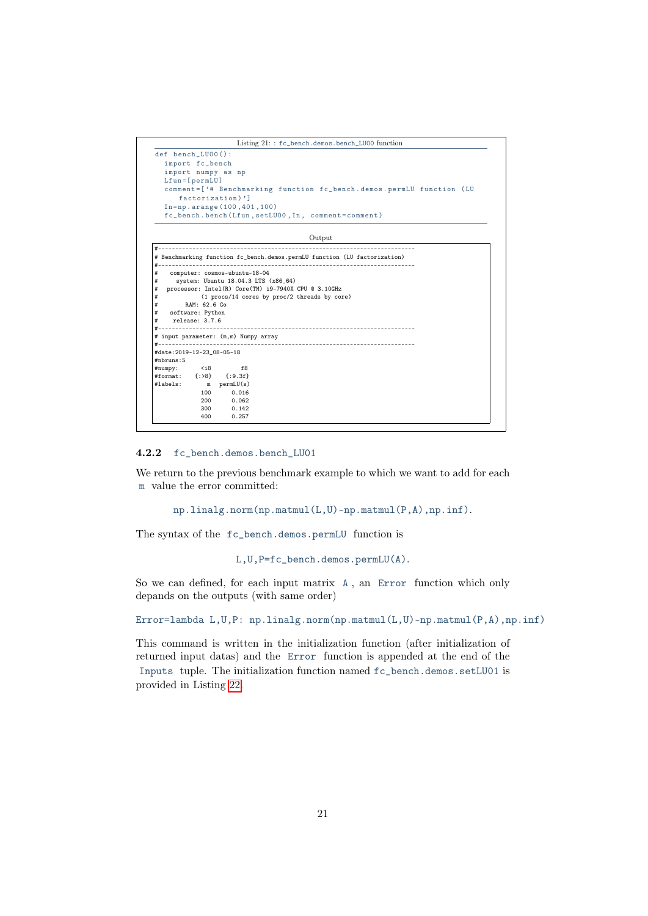Listing 21: : fc_bench.demos.bench_LU00 function

```
def bench_LU00():
  import fc_bench
  import numpy as np
  Lfun=[permLU]
  comment=['# Benchmarking function fc_bench.demos.permLU function (LU
     factorization)']
  In=np.arange(100,401,100)
  fc_bench.bench(Lfun,setLU00,In, comment=comment)
```

Output

```
#--------------------------------------------------------------------------
# Benchmarking function fc_bench.demos.permLU function (LU factorization)
#--------------------------------------------------------------------------
#    computer: cosmos-ubuntu-18-04
#      system: Ubuntu 18.04.3 LTS (x86_64)
#   processor: Intel(R) Core(TM) i9-7940X CPU @ 3.10GHz
#              (1 procs/14 cores by proc/2 threads by core)
#         RAM: 62.6 Go
#    software: Python
#     release: 3.7.6
#--------------------------------------------------------------------------
# input parameter: (m,m) Numpy array
#--------------------------------------------------------------------------
#date:2019-12-23_08-05-18
#nbruns:5
#numpy:       <i8         f8
#format:    {:>8}    {:9.3f}
#labels:        m  permLU(s)
              100      0.016
              200      0.062
              300      0.142
              400      0.257
```

### 4.2.2 fc_bench.demos.bench_LU01

We return to the previous benchmark example to which we want to add for each `m` value the error committed:

`np.linalg.norm(np.matmul(L,U)-np.matmul(P,A),np.inf).`

The syntax of the `fc_bench.demos.permLU` function is

`L,U,P=fc_bench.demos.permLU(A).`

So we can defined, for each input matrix `A`, an `Error` function which only depands on the outputs (with same order)

```
Error=lambda L,U,P: np.linalg.norm(np.matmul(L,U)-np.matmul(P,A),np.inf)
```

This command is written in the initialization function (after initialization of returned input datas) and the `Error` function is appended at the end of the `Inputs` tuple. The initialization function named `fc_bench.demos.setLU01` is provided in Listing 22.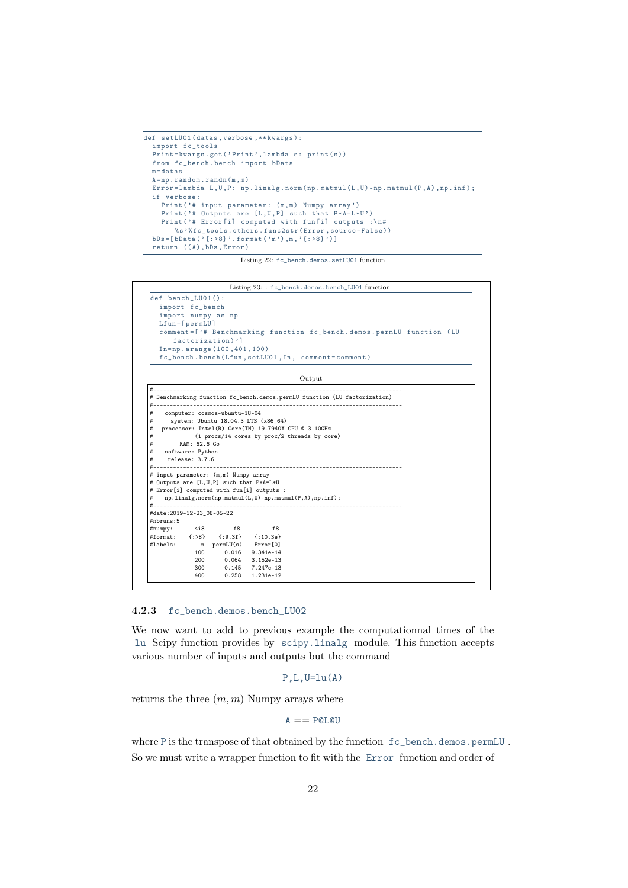```
def setLU01(datas,verbose,**kwargs):
  import fc_tools
  Print=kwargs.get('Print',lambda s: print(s))
  from fc_bench.bench import bData
  m=datas
  A=np.random.randn(m,m)
  Error=lambda L,U,P: np.linalg.norm(np.matmul(L,U)-np.matmul(P,A),np.inf);
  if verbose:
    Print('# input parameter: (m,m) Numpy array')
    Print('# Outputs are [L,U,P] such that P*A=L*U')
    Print('# Error[i] computed with fun[i] outputs :\n#
       %s'%fc_tools.others.func2str(Error,source=False))
  bDs=[bData('{:>8}'.format('m'),m,'{:>8}')]
  return ((A),bDs,Error)
```

Listing 22: fc_bench.demos.setLU01 function

Listing 23: : fc_bench.demos.bench_LU01 function

```
def bench_LU01():
  import fc_bench
  import numpy as np
  Lfun=[permLU]
  comment=['# Benchmarking function fc_bench.demos.permLU function (LU
     factorization)']
  In=np.arange(100,401,100)
  fc_bench.bench(Lfun,setLU01,In, comment=comment)
```

Output

```
#-------------------------------------------------------------------------
# Benchmarking function fc_bench.demos.permLU function (LU factorization)
#-------------------------------------------------------------------------
#    computer: cosmos-ubuntu-18-04
#      system: Ubuntu 18.04.3 LTS (x86_64)
#   processor: Intel(R) Core(TM) i9-7940X CPU @ 3.10GHz
#              (1 procs/14 cores by proc/2 threads by core)
#         RAM: 62.6 Go
#    software: Python
#     release: 3.7.6
#-------------------------------------------------------------------------
# input parameter: (m,m) Numpy array
# Outputs are [L,U,P] such that P*A=L*U
# Error[i] computed with fun[i] outputs :
#    np.linalg.norm(np.matmul(L,U)-np.matmul(P,A),np.inf);
#-------------------------------------------------------------------------
#date:2019-12-23_08-05-22
#nbruns:5
#numpy:      <i8        f8          f8
#format:    {:>8}    {:9.3f}    {:10.3e}
#labels:       m   permLU(s)    Error[0]
             100      0.016   9.341e-14
             200      0.064   3.152e-13
             300      0.145   7.247e-13
             400      0.258   1.231e-12
```

### 4.2.3 fc_bench.demos.bench_LU02

We now want to add to previous example the computationnal times of the lu Scipy function provides by scipy.linalg module. This function accepts various number of inputs and outputs but the command

P,L,U=lu(A)

returns the three $(m, m)$ Numpy arrays where

A == P@L@U

where P is the transpose of that obtained by the function fc_bench.demos.permLU . So we must write a wrapper function to fit with the Error function and order of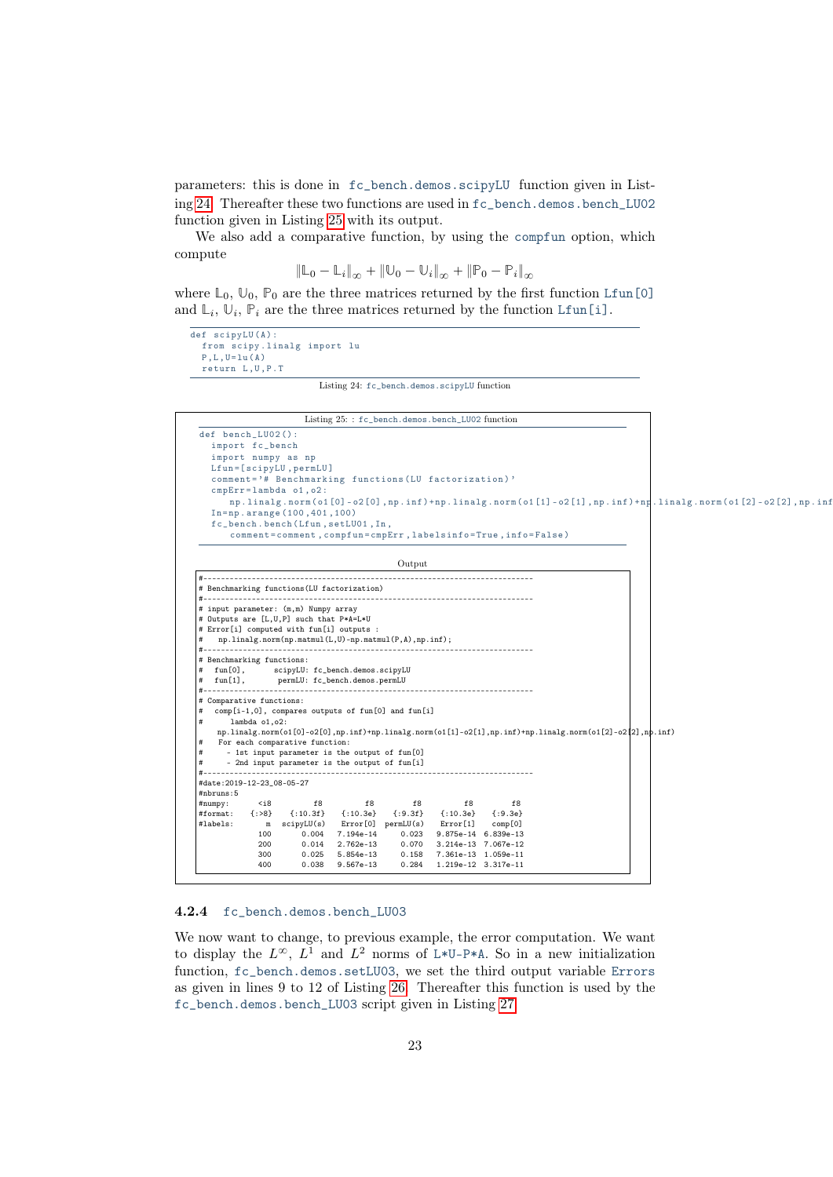parameters: this is done in `fc_bench.demos.scipyLU` function given in Listing 24. Thereafter these two functions are used in `fc_bench.demos.bench_LU02` function given in Listing 25 with its output.

We also add a comparative function, by using the `compfun` option, which compute

$$\|\mathbb{L}_0 - \mathbb{L}_i\|_\infty + \|\mathbb{U}_0 - \mathbb{U}_i\|_\infty + \|\mathbb{P}_0 - \mathbb{P}_i\|_\infty$$

where $\mathbb{L}_0$, $\mathbb{U}_0$, $\mathbb{P}_0$ are the three matrices returned by the first function `Lfun[0]` and $\mathbb{L}_i$, $\mathbb{U}_i$, $\mathbb{P}_i$ are the three matrices returned by the function `Lfun[i]`.

```
def scipyLU(A):
  from scipy.linalg import lu
  P,L,U=lu(A)
  return L,U,P.T
```

Listing 24: `fc_bench.demos.scipyLU` function

Listing 25: : `fc_bench.demos.bench_LU02` function

```
def bench_LU02():
  import fc_bench
  import numpy as np
  Lfun=[scipyLU,permLU]
  comment='# Benchmarking functions(LU factorization)'
  cmpErr=lambda o1,o2:
     np.linalg.norm(o1[0]-o2[0],np.inf)+np.linalg.norm(o1[1]-o2[1],np.inf)+np.linalg.norm(o1[2]-o2[2],np.inf)
  In=np.arange(100,401,100)
  fc_bench.bench(Lfun,setLU01,In,
     comment=comment,compfun=cmpErr,labelsinfo=True,info=False)
```

Output

```
#---------------------------------------------------------------------------
# Benchmarking functions(LU factorization)
#---------------------------------------------------------------------------
# input parameter: (m,m) Numpy array
# Outputs are [L,U,P] such that P*A=L*U
# Error[i] computed with fun[i] outputs :
#    np.linalg.norm(np.matmul(L,U)-np.matmul(P,A),np.inf);
#---------------------------------------------------------------------------
# Benchmarking functions:
#   fun[0],       scipyLU: fc_bench.demos.scipyLU
#   fun[1],        permLU: fc_bench.demos.permLU
#---------------------------------------------------------------------------
# Comparative functions:
#   comp[i-1,0], compares outputs of fun[0] and fun[i]
#       lambda o1,o2:
    np.linalg.norm(o1[0]-o2[0],np.inf)+np.linalg.norm(o1[1]-o2[1],np.inf)+np.linalg.norm(o1[2]-o2[2],np.inf)
#    For each comparative function:
#      - 1st input parameter is the output of fun[0]
#      - 2nd input parameter is the output of fun[i]
#---------------------------------------------------------------------------
#date:2019-12-23_08-05-27
#nbruns:5
#numpy:      <i8         f8          f8         f8          f8         f8
#format:    {:>8}    {:10.3f}    {:10.3e}    {:9.3f}    {:10.3e}    {:9.3e}
#labels:       m   scipyLU(s)    Error[0]  permLU(s)    Error[1]     comp[0]
             100        0.004   7.194e-14      0.023   9.875e-14  6.839e-13
             200        0.014   2.762e-13      0.070   3.214e-13  7.067e-12
             300        0.025   5.854e-13      0.158   7.361e-13  1.059e-11
             400        0.038   9.567e-13      0.284   1.219e-12  3.317e-11
```

### 4.2.4 `fc_bench.demos.bench_LU03`

We now want to change, to previous example, the error computation. We want to display the $L^\infty$, $L^1$ and $L^2$ norms of `L*U-P*A`. So in a new initialization function, `fc_bench.demos.setLU03`, we set the third output variable `Errors` as given in lines 9 to 12 of Listing 26. Thereafter this function is used by the `fc_bench.demos.bench_LU03` script given in Listing 27.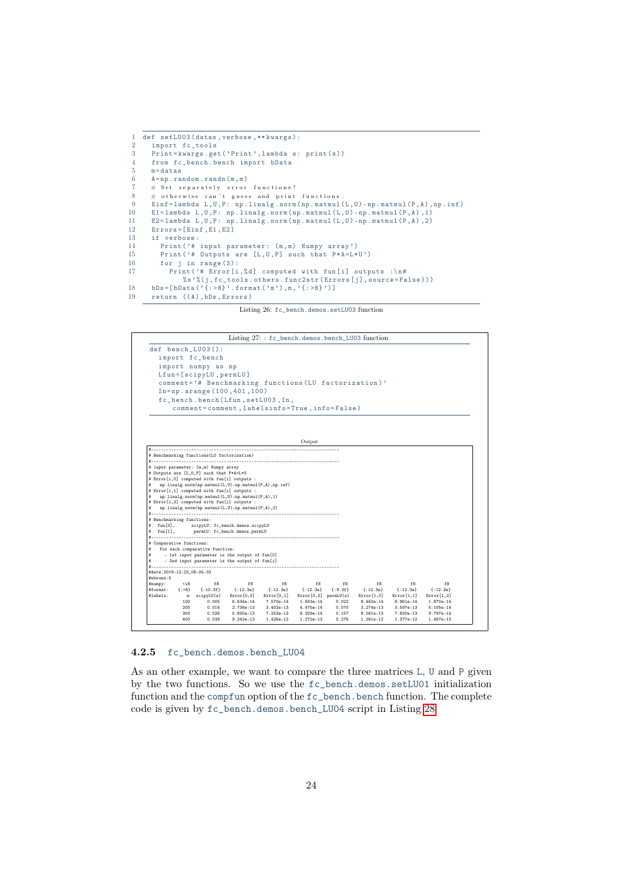```python
def setLU03(datas,verbose,**kwargs):
  import fc_tools
  Print=kwargs.get('Print',lambda s: print(s))
  from fc_bench.bench import bData
  m=datas
  A=np.random.randn(m,m)
  # Set separately error functions!
  # otherwise can't guess and print functions.
  Einf=lambda L,U,P: np.linalg.norm(np.matmul(L,U)-np.matmul(P,A),np.inf)
  E1=lambda L,U,P: np.linalg.norm(np.matmul(L,U)-np.matmul(P,A),1)
  E2=lambda L,U,P: np.linalg.norm(np.matmul(L,U)-np.matmul(P,A),2)
  Errors=[Einf,E1,E2]
  if verbose:
    Print('# input parameter: (m,m) Numpy array')
    Print('# Outputs are [L,U,P] such that P*A=L*U')
    for j in range(3):
      Print('# Error[i,%d] computed with fun[i] outputs :\n#
        %s'%(j,fc_tools.others.func2str(Errors[j],source=False)))
  bDs=[bData('{:>8}'.format('m'),m,'{:>8}')]
  return ((A),bDs,Errors)
```

Listing 26: fc_bench.demos.setLU03 function

Listing 27: : fc_bench.demos.bench_LU03 function

```python
def bench_LU03():
  import fc_bench
  import numpy as np
  Lfun=[scipyLU,permLU]
  comment='# Benchmarking functions(LU factorization)'
  In=np.arange(100,401,100)
  fc_bench.bench(Lfun,setLU03,In,
     comment=comment,labelsinfo=True,info=False)
```

Output

```
#------------------------------------------------------------------------
# Benchmarking functions(LU factorization)
#------------------------------------------------------------------------
# input parameter: (m,m) Numpy array
# Outputs are [L,U,P] such that P*A=L*U
# Error[i,0] computed with fun[i] outputs :
#   np.linalg.norm(np.matmul(L,U)-np.matmul(P,A),np.inf)
# Error[i,1] computed with fun[i] outputs :
#   np.linalg.norm(np.matmul(L,U)-np.matmul(P,A),1)
# Error[i,2] computed with fun[i] outputs :
#   np.linalg.norm(np.matmul(L,U)-np.matmul(P,A),2)
#------------------------------------------------------------------------
# Benchmarking functions:
#  fun[0],      scipyLU: fc_bench.demos.scipyLU
#  fun[1],       permLU: fc_bench.demos.permLU
#------------------------------------------------------------------------
# Comparative functions:
#   For each comparative function:
#     - 1st input parameter is the output of fun[0]
#     - 2nd input parameter is the output of fun[i]
#------------------------------------------------------------------------
#date:2019-12-23_08-05-32
#nbruns:5
#numpy:      <i8          f8          f8          f8          f8        f8          f8          f8          f8
#format:   {:>8}    {:10.3f}    {:12.3e}    {:12.3e}    {:12.3e}   {:9.3f}    {:12.3e}    {:12.3e}    {:12.3e}
#labels:       m  scipyLU(s)  Error[0,0]  Error[0,1]  Error[0,2] permLU(s)  Error[1,0]  Error[1,1]  Error[1,2]
             100       0.005   6.634e-14   7.570e-14   1.563e-14     0.022   8.462e-14   8.961e-14   1.870e-14
             200       0.014   2.736e-13   3.402e-13   4.475e-14     0.070   3.274e-13   3.597e-13   5.105e-14
             300       0.026   5.830e-13   7.253e-13   8.293e-14     0.157   8.061e-13   7.820e-13   9.797e-14
             400       0.039   9.242e-13   1.426e-12   1.272e-13     0.276   1.261e-12   1.377e-12   1.467e-13
```

### 4.2.5 fc_bench.demos.bench_LU04

As an other example, we want to compare the three matrices L, U and P given by the two functions. So we use the fc_bench.demos.setLU01 initialization function and the compfun option of the fc_bench.bench function. The complete code is given by fc_bench.demos.bench_LU04 script in Listing 28.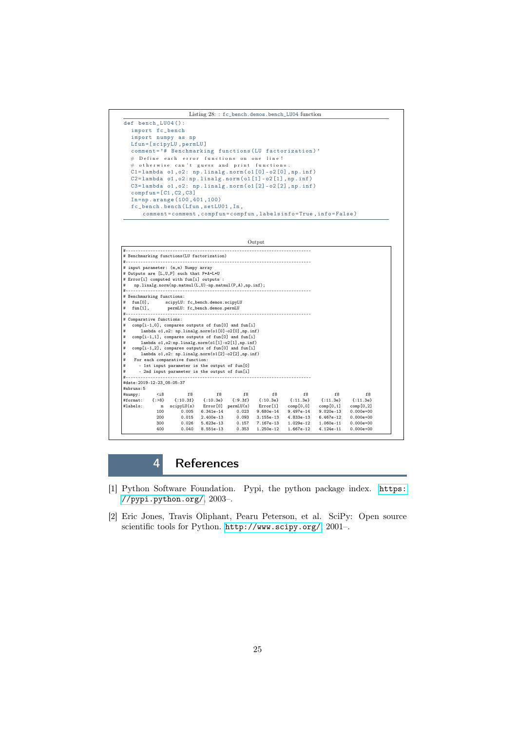Listing 28: : fc_bench.demos.bench_LU04 function

```
def bench_LU04():
  import fc_bench
  import numpy as np
  Lfun=[scipyLU,permLU]
  comment='# Benchmarking functions(LU factorization)'
  # Define each error functions on one line!
  # otherwise can't guess and print functions.
  C1=lambda o1,o2: np.linalg.norm(o1[0]-o2[0],np.inf)
  C2=lambda o1,o2:np.linalg.norm(o1[1]-o2[1],np.inf)
  C3=lambda o1,o2: np.linalg.norm(o1[2]-o2[2],np.inf)
  compfun=[C1,C2,C3]
  In=np.arange(100,401,100)
  fc_bench.bench(Lfun,setLU01,In,
      comment=comment,compfun=compfun,labelsinfo=True,info=False)
```

Output

```
#------------------------------------------------------------------------------
# Benchmarking functions(LU factorization)
#------------------------------------------------------------------------------
# input parameter: (m,m) Numpy array
# Outputs are [L,U,P] such that P*A=L*U
# Error[i] computed with fun[i] outputs :
#   np.linalg.norm(np.matmul(L,U)-np.matmul(P,A),np.inf);
#------------------------------------------------------------------------------
# Benchmarking functions:
#   fun[0],       scipyLU: fc_bench.demos.scipyLU
#   fun[1],        permLU: fc_bench.demos.permLU
#------------------------------------------------------------------------------
# Comparative functions:
#   comp[i-1,0], compares outputs of fun[0] and fun[i]
#       lambda o1,o2: np.linalg.norm(o1[0]-o2[0],np.inf)
#   comp[i-1,1], compares outputs of fun[0] and fun[i]
#       lambda o1,o2:np.linalg.norm(o1[1]-o2[1],np.inf)
#   comp[i-1,2], compares outputs of fun[0] and fun[i]
#       lambda o1,o2: np.linalg.norm(o1[2]-o2[2],np.inf)
#    For each comparative function:
#      - 1st input parameter is the output of fun[0]
#      - 2nd input parameter is the output of fun[i]
#------------------------------------------------------------------------------
#date:2019-12-23_08-05-37
#nbruns:5
#numpy:       <i8         f8         f8         f8         f8          f8          f8          f8
#format:    {:>8}    {:10.3f}   {:10.3e}   {:9.3f}   {:10.3e}    {:11.3e}    {:11.3e}    {:11.3e}
#labels:        m  scipyLU(s)   Error[0]  permLU(s)   Error[1]   comp[0,0]   comp[0,1]   comp[0,2]
              100       0.005  6.341e-14      0.023  9.680e-14   9.497e-14   9.020e-13   0.000e+00
              200       0.015  2.400e-13      0.093  3.155e-13   4.833e-13   6.467e-12   0.000e+00
              300       0.026  5.623e-13      0.157  7.167e-13   1.029e-12   1.060e-11   0.000e+00
              400       0.040  8.551e-13      0.353  1.250e-12   1.667e-12   4.124e-11   0.000e+00
```

# 4 References

[1] Python Software Foundation. Pypi, the python package index. https://pypi.python.org/, 2003–.

[2] Eric Jones, Travis Oliphant, Pearu Peterson, et al. SciPy: Open source scientific tools for Python. http://www.scipy.org/, 2001–.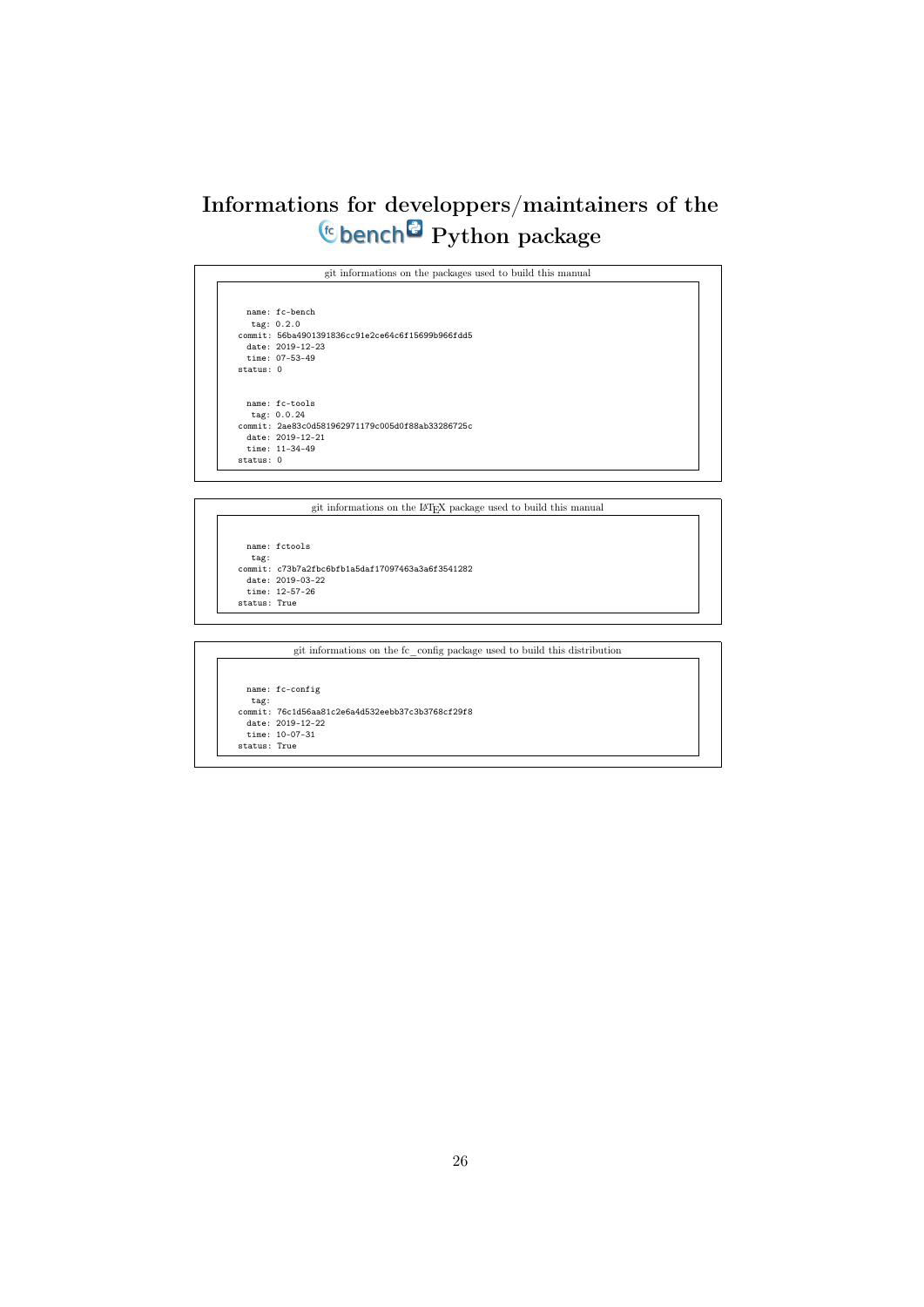# Informations for developpers/maintainers of the fc bench Python package

git informations on the packages used to build this manual

```
  name: fc-bench
   tag: 0.2.0
commit: 56ba4901391836cc91e2ce64c6f15699b966fdd5
  date: 2019-12-23
  time: 07-53-49
status: 0


  name: fc-tools
   tag: 0.0.24
commit: 2ae83c0d581962971179c005d0f88ab33286725c
  date: 2019-12-21
  time: 11-34-49
status: 0
```

git informations on the LaTeX package used to build this manual

```
  name: fctools
   tag:
commit: c73b7a2fbc6bfb1a5daf17097463a3a6f3541282
  date: 2019-03-22
  time: 12-57-26
status: True
```

git informations on the fc_config package used to build this distribution

```
  name: fc-config
   tag:
commit: 76c1d56aa81c2e6a4d532eebb37c3b3768cf29f8
  date: 2019-12-22
  time: 10-07-31
status: True
```